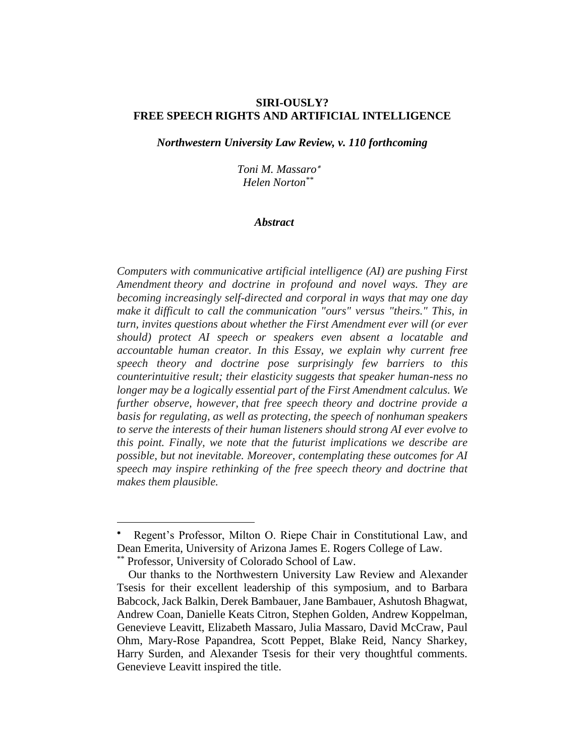# SIRI-OUSLY?
# FREE SPEECH RIGHTS AND ARTIFICIAL INTELLIGENCE

***Northwestern University Law Review, v. 110 forthcoming***

*Toni M. Massaro*[*]
*Helen Norton*[**]

### *Abstract*

*Computers with communicative artificial intelligence (AI) are pushing First Amendment theory and doctrine in profound and novel ways. They are becoming increasingly self-directed and corporal in ways that may one day make it difficult to call the communication "ours" versus "theirs." This, in turn, invites questions about whether the First Amendment ever will (or ever should) protect AI speech or speakers even absent a locatable and accountable human creator. In this Essay, we explain why current free speech theory and doctrine pose surprisingly few barriers to this counterintuitive result; their elasticity suggests that speaker human-ness no longer may be a logically essential part of the First Amendment calculus. We further observe, however, that free speech theory and doctrine provide a basis for regulating, as well as protecting, the speech of nonhuman speakers to serve the interests of their human listeners should strong AI ever evolve to this point. Finally, we note that the futurist implications we describe are possible, but not inevitable. Moreover, contemplating these outcomes for AI speech may inspire rethinking of the free speech theory and doctrine that makes them plausible.*

---

[*] Regent's Professor, Milton O. Riepe Chair in Constitutional Law, and Dean Emerita, University of Arizona James E. Rogers College of Law.

[**] Professor, University of Colorado School of Law.

Our thanks to the Northwestern University Law Review and Alexander Tsesis for their excellent leadership of this symposium, and to Barbara Babcock, Jack Balkin, Derek Bambauer, Jane Bambauer, Ashutosh Bhagwat, Andrew Coan, Danielle Keats Citron, Stephen Golden, Andrew Koppelman, Genevieve Leavitt, Elizabeth Massaro, Julia Massaro, David McCraw, Paul Ohm, Mary-Rose Papandrea, Scott Peppet, Blake Reid, Nancy Sharkey, Harry Surden, and Alexander Tsesis for their very thoughtful comments. Genevieve Leavitt inspired the title.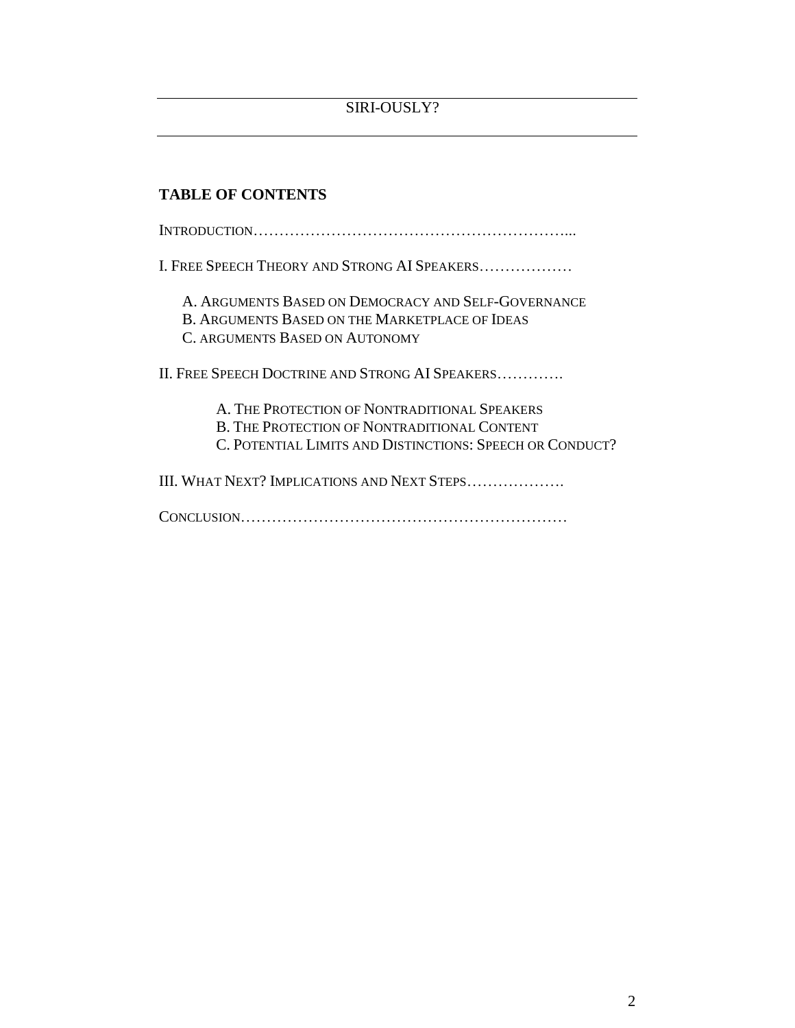## TABLE OF CONTENTS

INTRODUCTION……………………………………………………...

I. FREE SPEECH THEORY AND STRONG AI SPEAKERS………………

- A. ARGUMENTS BASED ON DEMOCRACY AND SELF-GOVERNANCE
- B. ARGUMENTS BASED ON THE MARKETPLACE OF IDEAS
- C. ARGUMENTS BASED ON AUTONOMY

II. FREE SPEECH DOCTRINE AND STRONG AI SPEAKERS………….

- A. THE PROTECTION OF NONTRADITIONAL SPEAKERS
- B. THE PROTECTION OF NONTRADITIONAL CONTENT
- C. POTENTIAL LIMITS AND DISTINCTIONS: SPEECH OR CONDUCT?

III. WHAT NEXT? IMPLICATIONS AND NEXT STEPS……………….

CONCLUSION………………………………………………………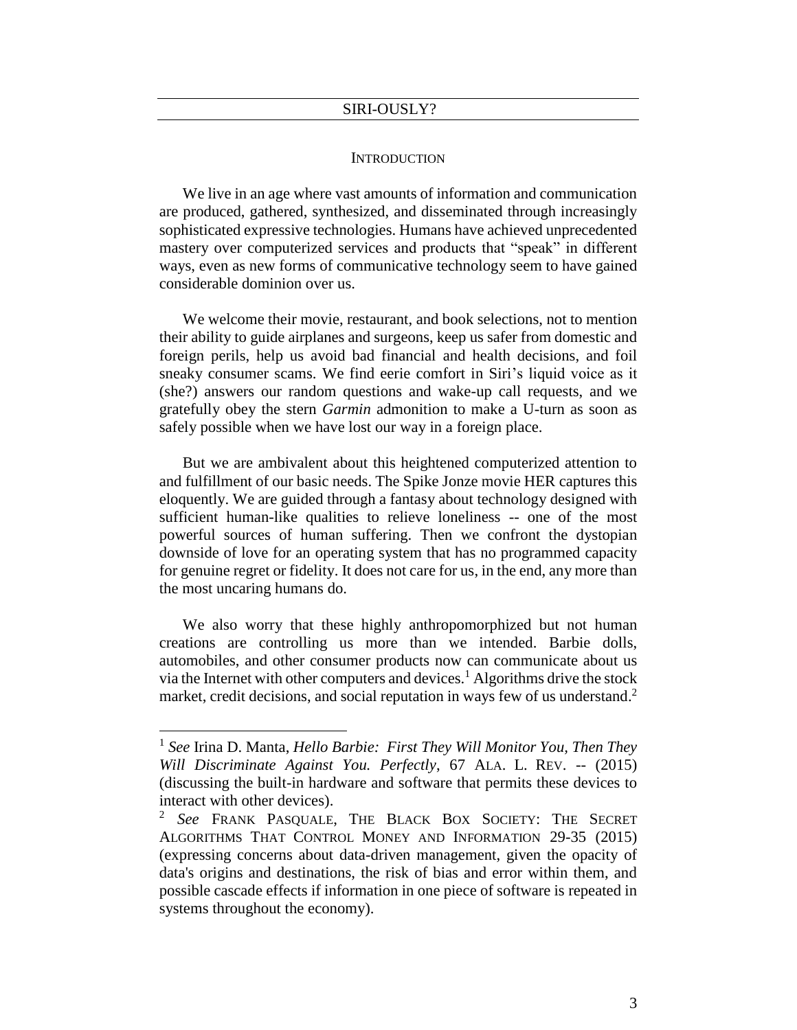## INTRODUCTION

We live in an age where vast amounts of information and communication are produced, gathered, synthesized, and disseminated through increasingly sophisticated expressive technologies. Humans have achieved unprecedented mastery over computerized services and products that "speak" in different ways, even as new forms of communicative technology seem to have gained considerable dominion over us.

We welcome their movie, restaurant, and book selections, not to mention their ability to guide airplanes and surgeons, keep us safer from domestic and foreign perils, help us avoid bad financial and health decisions, and foil sneaky consumer scams. We find eerie comfort in Siri's liquid voice as it (she?) answers our random questions and wake-up call requests, and we gratefully obey the stern *Garmin* admonition to make a U-turn as soon as safely possible when we have lost our way in a foreign place.

But we are ambivalent about this heightened computerized attention to and fulfillment of our basic needs. The Spike Jonze movie HER captures this eloquently. We are guided through a fantasy about technology designed with sufficient human-like qualities to relieve loneliness -- one of the most powerful sources of human suffering. Then we confront the dystopian downside of love for an operating system that has no programmed capacity for genuine regret or fidelity. It does not care for us, in the end, any more than the most uncaring humans do.

We also worry that these highly anthropomorphized but not human creations are controlling us more than we intended. Barbie dolls, automobiles, and other consumer products now can communicate about us via the Internet with other computers and devices.[1] Algorithms drive the stock market, credit decisions, and social reputation in ways few of us understand.[2]

---

[1] *See* Irina D. Manta, *Hello Barbie: First They Will Monitor You, Then They Will Discriminate Against You. Perfectly*, 67 ALA. L. REV. -- (2015) (discussing the built-in hardware and software that permits these devices to interact with other devices).

[2] *See* FRANK PASQUALE, THE BLACK BOX SOCIETY: THE SECRET ALGORITHMS THAT CONTROL MONEY AND INFORMATION 29-35 (2015) (expressing concerns about data-driven management, given the opacity of data's origins and destinations, the risk of bias and error within them, and possible cascade effects if information in one piece of software is repeated in systems throughout the economy).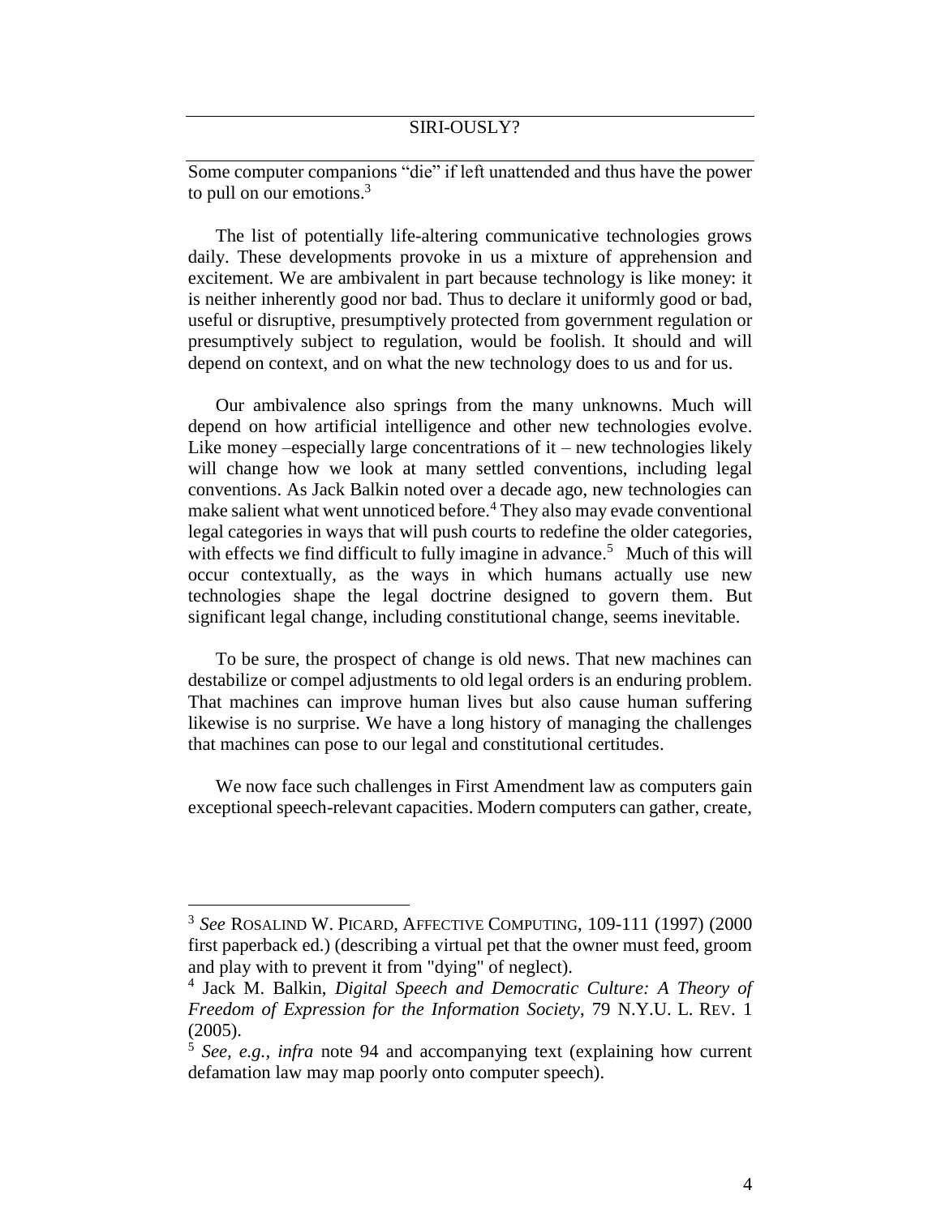Some computer companions "die" if left unattended and thus have the power to pull on our emotions.[3]

The list of potentially life-altering communicative technologies grows daily. These developments provoke in us a mixture of apprehension and excitement. We are ambivalent in part because technology is like money: it is neither inherently good nor bad. Thus to declare it uniformly good or bad, useful or disruptive, presumptively protected from government regulation or presumptively subject to regulation, would be foolish. It should and will depend on context, and on what the new technology does to us and for us.

Our ambivalence also springs from the many unknowns. Much will depend on how artificial intelligence and other new technologies evolve. Like money –especially large concentrations of it – new technologies likely will change how we look at many settled conventions, including legal conventions. As Jack Balkin noted over a decade ago, new technologies can make salient what went unnoticed before.[4] They also may evade conventional legal categories in ways that will push courts to redefine the older categories, with effects we find difficult to fully imagine in advance.[5] Much of this will occur contextually, as the ways in which humans actually use new technologies shape the legal doctrine designed to govern them. But significant legal change, including constitutional change, seems inevitable.

To be sure, the prospect of change is old news. That new machines can destabilize or compel adjustments to old legal orders is an enduring problem. That machines can improve human lives but also cause human suffering likewise is no surprise. We have a long history of managing the challenges that machines can pose to our legal and constitutional certitudes.

We now face such challenges in First Amendment law as computers gain exceptional speech-relevant capacities. Modern computers can gather, create,

---

[3] *See* ROSALIND W. PICARD, AFFECTIVE COMPUTING, 109-111 (1997) (2000 first paperback ed.) (describing a virtual pet that the owner must feed, groom and play with to prevent it from "dying" of neglect).

[4] Jack M. Balkin, *Digital Speech and Democratic Culture: A Theory of Freedom of Expression for the Information Society*, 79 N.Y.U. L. REV. 1 (2005).

[5] *See, e.g.*, *infra* note 94 and accompanying text (explaining how current defamation law may map poorly onto computer speech).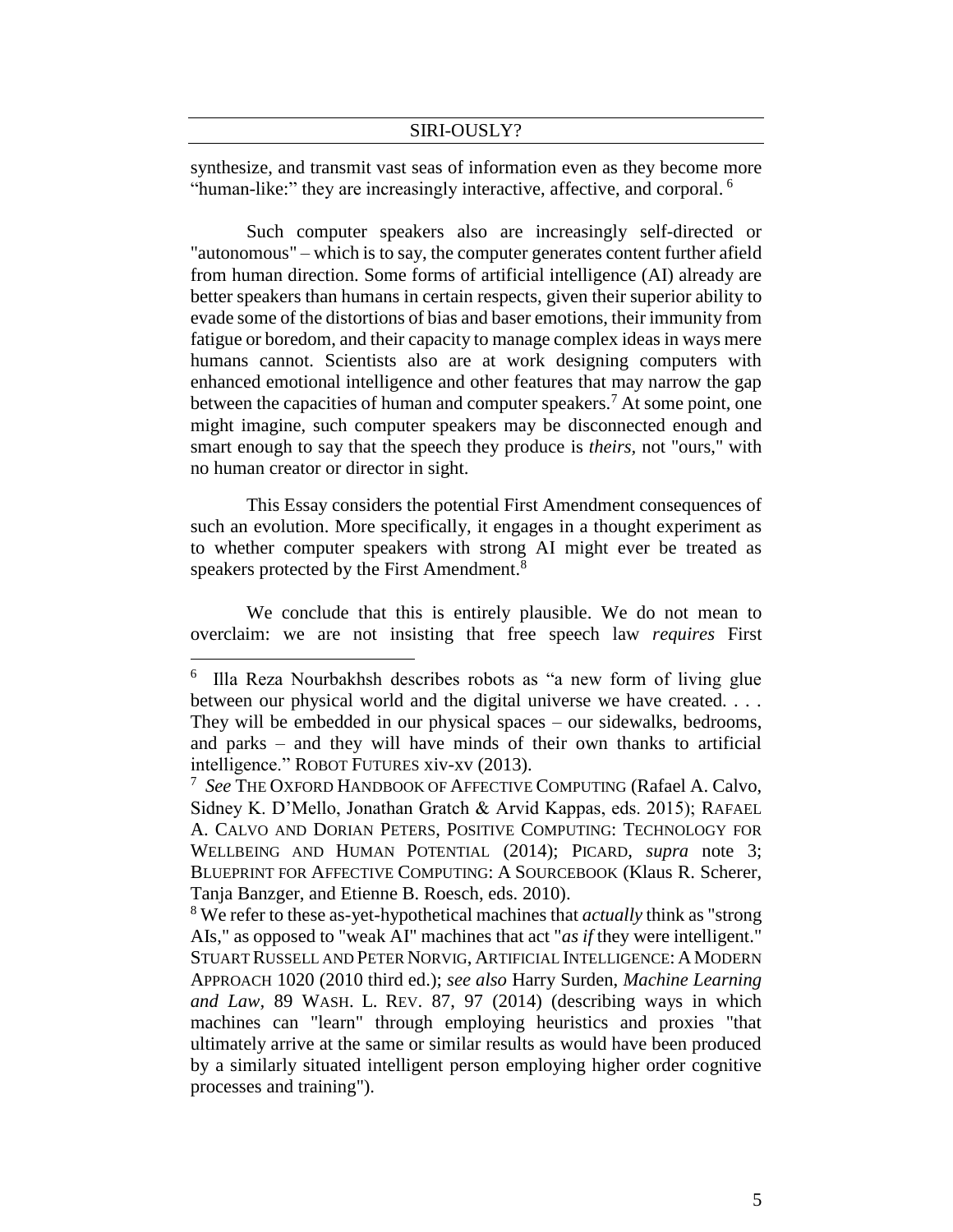synthesize, and transmit vast seas of information even as they become more "human-like:" they are increasingly interactive, affective, and corporal. [6]

Such computer speakers also are increasingly self-directed or "autonomous" – which is to say, the computer generates content further afield from human direction. Some forms of artificial intelligence (AI) already are better speakers than humans in certain respects, given their superior ability to evade some of the distortions of bias and baser emotions, their immunity from fatigue or boredom, and their capacity to manage complex ideas in ways mere humans cannot. Scientists also are at work designing computers with enhanced emotional intelligence and other features that may narrow the gap between the capacities of human and computer speakers.[7] At some point, one might imagine, such computer speakers may be disconnected enough and smart enough to say that the speech they produce is *theirs*, not "ours," with no human creator or director in sight.

This Essay considers the potential First Amendment consequences of such an evolution. More specifically, it engages in a thought experiment as to whether computer speakers with strong AI might ever be treated as speakers protected by the First Amendment.[8]

We conclude that this is entirely plausible. We do not mean to overclaim: we are not insisting that free speech law *requires* First

---

[6] Illa Reza Nourbakhsh describes robots as "a new form of living glue between our physical world and the digital universe we have created. . . . They will be embedded in our physical spaces – our sidewalks, bedrooms, and parks – and they will have minds of their own thanks to artificial intelligence." ROBOT FUTURES xiv-xv (2013).

[7] *See* THE OXFORD HANDBOOK OF AFFECTIVE COMPUTING (Rafael A. Calvo, Sidney K. D'Mello, Jonathan Gratch & Arvid Kappas, eds. 2015); RAFAEL A. CALVO AND DORIAN PETERS, POSITIVE COMPUTING: TECHNOLOGY FOR WELLBEING AND HUMAN POTENTIAL (2014); PICARD, *supra* note 3; BLUEPRINT FOR AFFECTIVE COMPUTING: A SOURCEBOOK (Klaus R. Scherer, Tanja Banzger, and Etienne B. Roesch, eds. 2010).

[8] We refer to these as-yet-hypothetical machines that *actually* think as "strong AIs," as opposed to "weak AI" machines that act "*as if* they were intelligent." STUART RUSSELL AND PETER NORVIG, ARTIFICIAL INTELLIGENCE: A MODERN APPROACH 1020 (2010 third ed.); *see also* Harry Surden, *Machine Learning and Law*, 89 WASH. L. REV. 87, 97 (2014) (describing ways in which machines can "learn" through employing heuristics and proxies "that ultimately arrive at the same or similar results as would have been produced by a similarly situated intelligent person employing higher order cognitive processes and training").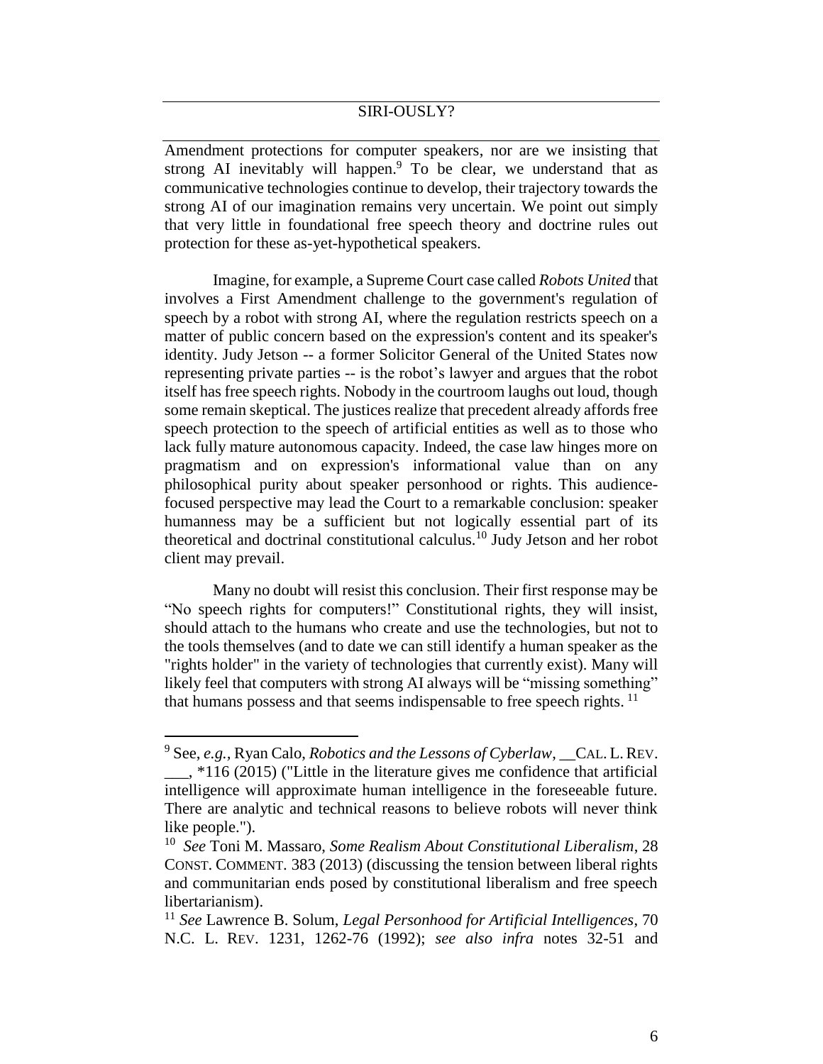Amendment protections for computer speakers, nor are we insisting that strong AI inevitably will happen.[9] To be clear, we understand that as communicative technologies continue to develop, their trajectory towards the strong AI of our imagination remains very uncertain. We point out simply that very little in foundational free speech theory and doctrine rules out protection for these as-yet-hypothetical speakers.

Imagine, for example, a Supreme Court case called *Robots United* that involves a First Amendment challenge to the government's regulation of speech by a robot with strong AI, where the regulation restricts speech on a matter of public concern based on the expression's content and its speaker's identity. Judy Jetson -- a former Solicitor General of the United States now representing private parties -- is the robot's lawyer and argues that the robot itself has free speech rights. Nobody in the courtroom laughs out loud, though some remain skeptical. The justices realize that precedent already affords free speech protection to the speech of artificial entities as well as to those who lack fully mature autonomous capacity. Indeed, the case law hinges more on pragmatism and on expression's informational value than on any philosophical purity about speaker personhood or rights. This audience-focused perspective may lead the Court to a remarkable conclusion: speaker humanness may be a sufficient but not logically essential part of its theoretical and doctrinal constitutional calculus.[10] Judy Jetson and her robot client may prevail.

Many no doubt will resist this conclusion. Their first response may be "No speech rights for computers!" Constitutional rights, they will insist, should attach to the humans who create and use the technologies, but not to the tools themselves (and to date we can still identify a human speaker as the "rights holder" in the variety of technologies that currently exist). Many will likely feel that computers with strong AI always will be "missing something" that humans possess and that seems indispensable to free speech rights.[11]

---

[9] See, *e.g.*, Ryan Calo, *Robotics and the Lessons of Cyberlaw*, __CAL. L. REV. ___, *116 (2015) ("Little in the literature gives me confidence that artificial intelligence will approximate human intelligence in the foreseeable future. There are analytic and technical reasons to believe robots will never think like people.").

[10] *See* Toni M. Massaro, *Some Realism About Constitutional Liberalism*, 28 CONST. COMMENT. 383 (2013) (discussing the tension between liberal rights and communitarian ends posed by constitutional liberalism and free speech libertarianism).

[11] *See* Lawrence B. Solum, *Legal Personhood for Artificial Intelligences*, 70 N.C. L. REV. 1231, 1262-76 (1992); *see also infra* notes 32-51 and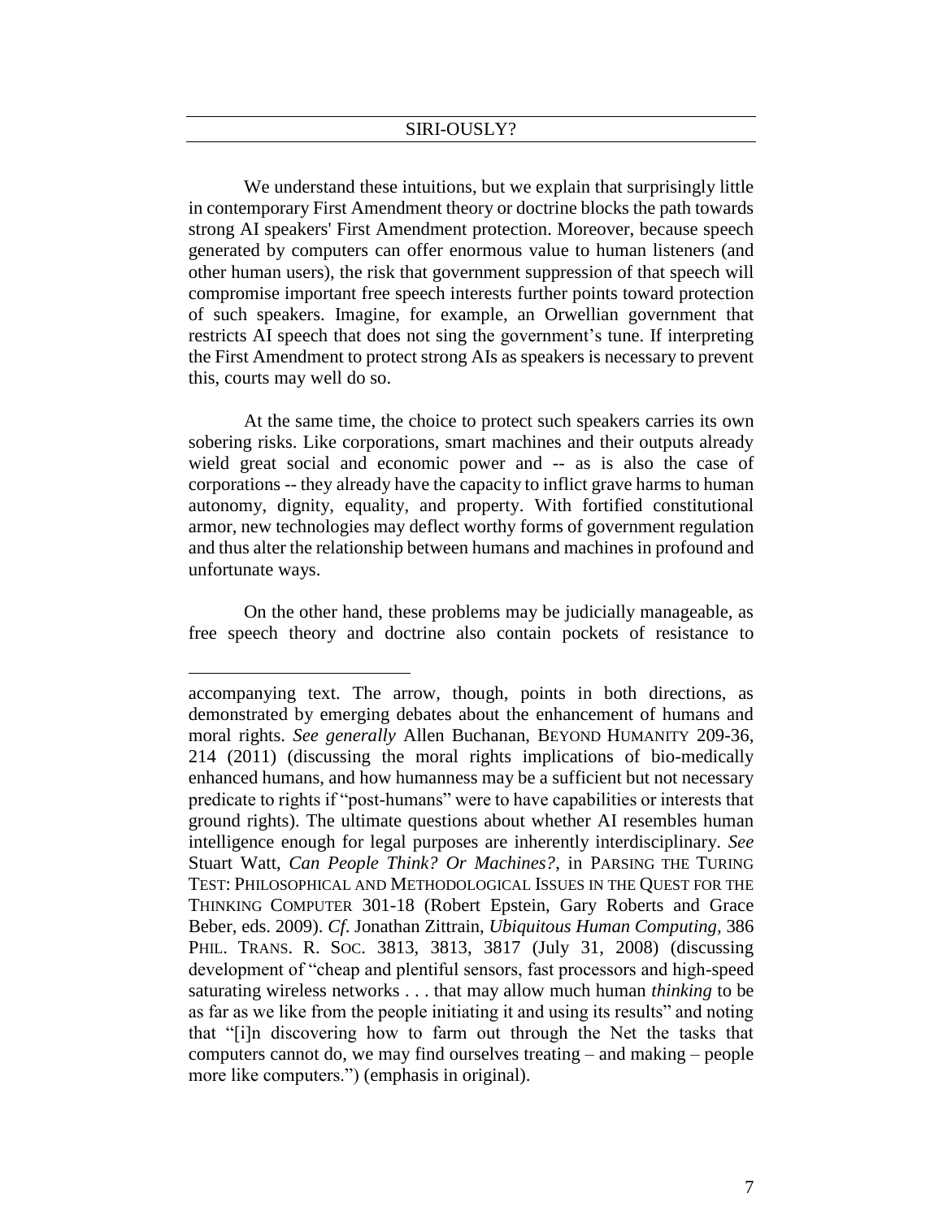We understand these intuitions, but we explain that surprisingly little in contemporary First Amendment theory or doctrine blocks the path towards strong AI speakers' First Amendment protection. Moreover, because speech generated by computers can offer enormous value to human listeners (and other human users), the risk that government suppression of that speech will compromise important free speech interests further points toward protection of such speakers. Imagine, for example, an Orwellian government that restricts AI speech that does not sing the government's tune. If interpreting the First Amendment to protect strong AIs as speakers is necessary to prevent this, courts may well do so.

At the same time, the choice to protect such speakers carries its own sobering risks. Like corporations, smart machines and their outputs already wield great social and economic power and -- as is also the case of corporations -- they already have the capacity to inflict grave harms to human autonomy, dignity, equality, and property. With fortified constitutional armor, new technologies may deflect worthy forms of government regulation and thus alter the relationship between humans and machines in profound and unfortunate ways.

On the other hand, these problems may be judicially manageable, as free speech theory and doctrine also contain pockets of resistance to

---

accompanying text. The arrow, though, points in both directions, as demonstrated by emerging debates about the enhancement of humans and moral rights. *See generally* Allen Buchanan, BEYOND HUMANITY 209-36, 214 (2011) (discussing the moral rights implications of bio-medically enhanced humans, and how humanness may be a sufficient but not necessary predicate to rights if "post-humans" were to have capabilities or interests that ground rights). The ultimate questions about whether AI resembles human intelligence enough for legal purposes are inherently interdisciplinary. *See* Stuart Watt, *Can People Think? Or Machines?*, in PARSING THE TURING TEST: PHILOSOPHICAL AND METHODOLOGICAL ISSUES IN THE QUEST FOR THE THINKING COMPUTER 301-18 (Robert Epstein, Gary Roberts and Grace Beber, eds. 2009). *Cf.* Jonathan Zittrain, *Ubiquitous Human Computing*, 386 PHIL. TRANS. R. SOC. 3813, 3813, 3817 (July 31, 2008) (discussing development of "cheap and plentiful sensors, fast processors and high-speed saturating wireless networks . . . that may allow much human *thinking* to be as far as we like from the people initiating it and using its results" and noting that "[i]n discovering how to farm out through the Net the tasks that computers cannot do, we may find ourselves treating – and making – people more like computers.") (emphasis in original).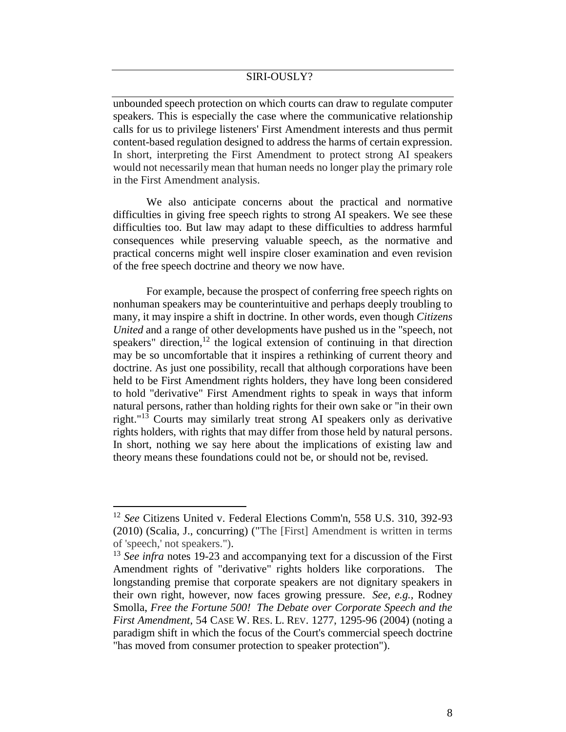unbounded speech protection on which courts can draw to regulate computer speakers. This is especially the case where the communicative relationship calls for us to privilege listeners' First Amendment interests and thus permit content-based regulation designed to address the harms of certain expression. In short, interpreting the First Amendment to protect strong AI speakers would not necessarily mean that human needs no longer play the primary role in the First Amendment analysis.

We also anticipate concerns about the practical and normative difficulties in giving free speech rights to strong AI speakers. We see these difficulties too. But law may adapt to these difficulties to address harmful consequences while preserving valuable speech, as the normative and practical concerns might well inspire closer examination and even revision of the free speech doctrine and theory we now have.

For example, because the prospect of conferring free speech rights on nonhuman speakers may be counterintuitive and perhaps deeply troubling to many, it may inspire a shift in doctrine. In other words, even though *Citizens United* and a range of other developments have pushed us in the "speech, not speakers" direction,[12] the logical extension of continuing in that direction may be so uncomfortable that it inspires a rethinking of current theory and doctrine. As just one possibility, recall that although corporations have been held to be First Amendment rights holders, they have long been considered to hold "derivative" First Amendment rights to speak in ways that inform natural persons, rather than holding rights for their own sake or "in their own right."[13] Courts may similarly treat strong AI speakers only as derivative rights holders, with rights that may differ from those held by natural persons. In short, nothing we say here about the implications of existing law and theory means these foundations could not be, or should not be, revised.

---

[12] *See* Citizens United v. Federal Elections Comm'n, 558 U.S. 310, 392-93 (2010) (Scalia, J., concurring) ("The [First] Amendment is written in terms of 'speech,' not speakers.").

[13] *See infra* notes 19-23 and accompanying text for a discussion of the First Amendment rights of "derivative" rights holders like corporations. The longstanding premise that corporate speakers are not dignitary speakers in their own right, however, now faces growing pressure. *See, e.g.*, Rodney Smolla, *Free the Fortune 500! The Debate over Corporate Speech and the First Amendment*, 54 CASE W. RES. L. REV. 1277, 1295-96 (2004) (noting a paradigm shift in which the focus of the Court's commercial speech doctrine "has moved from consumer protection to speaker protection").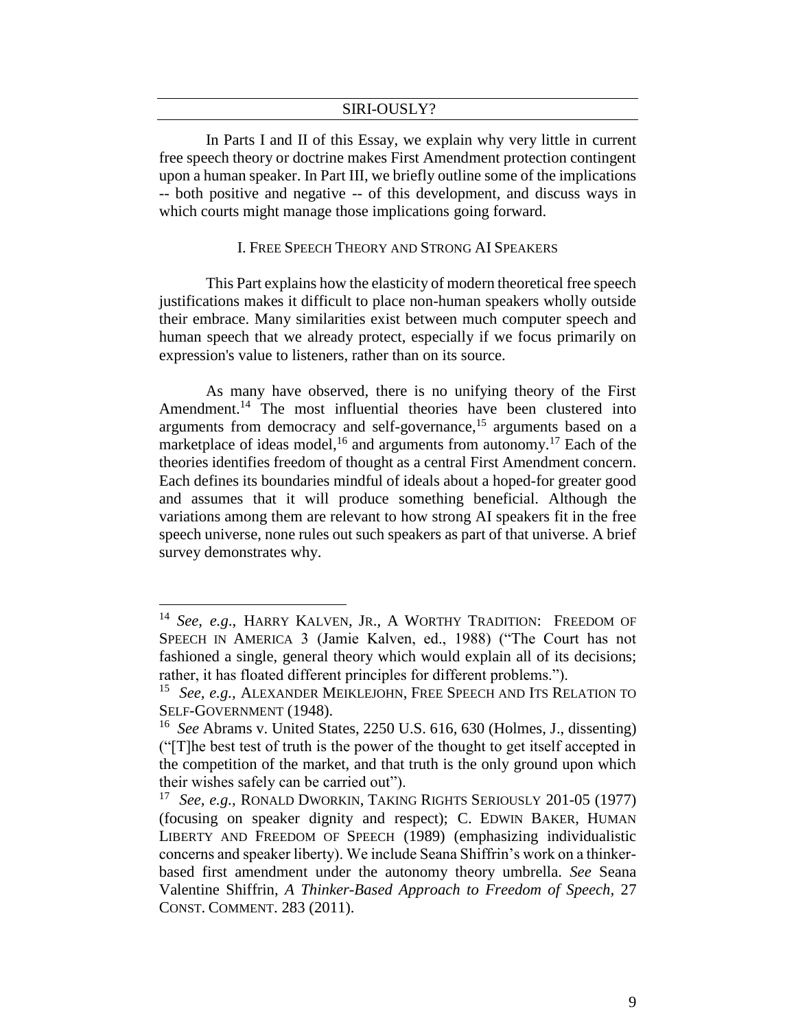In Parts I and II of this Essay, we explain why very little in current free speech theory or doctrine makes First Amendment protection contingent upon a human speaker. In Part III, we briefly outline some of the implications -- both positive and negative -- of this development, and discuss ways in which courts might manage those implications going forward.

## I. Free Speech Theory and Strong AI Speakers

This Part explains how the elasticity of modern theoretical free speech justifications makes it difficult to place non-human speakers wholly outside their embrace. Many similarities exist between much computer speech and human speech that we already protect, especially if we focus primarily on expression's value to listeners, rather than on its source.

As many have observed, there is no unifying theory of the First Amendment.[14] The most influential theories have been clustered into arguments from democracy and self-governance,[15] arguments based on a marketplace of ideas model,[16] and arguments from autonomy.[17] Each of the theories identifies freedom of thought as a central First Amendment concern. Each defines its boundaries mindful of ideals about a hoped-for greater good and assumes that it will produce something beneficial. Although the variations among them are relevant to how strong AI speakers fit in the free speech universe, none rules out such speakers as part of that universe. A brief survey demonstrates why.

---

[14] *See, e.g.*, HARRY KALVEN, JR., A WORTHY TRADITION: FREEDOM OF SPEECH IN AMERICA 3 (Jamie Kalven, ed., 1988) ("The Court has not fashioned a single, general theory which would explain all of its decisions; rather, it has floated different principles for different problems.").

[15] *See, e.g.,* ALEXANDER MEIKLEJOHN, FREE SPEECH AND ITS RELATION TO SELF-GOVERNMENT (1948).

[16] *See* Abrams v. United States, 2250 U.S. 616, 630 (Holmes, J., dissenting) ("[T]he best test of truth is the power of the thought to get itself accepted in the competition of the market, and that truth is the only ground upon which their wishes safely can be carried out").

[17] *See, e.g.,* RONALD DWORKIN, TAKING RIGHTS SERIOUSLY 201-05 (1977) (focusing on speaker dignity and respect); C. EDWIN BAKER, HUMAN LIBERTY AND FREEDOM OF SPEECH (1989) (emphasizing individualistic concerns and speaker liberty). We include Seana Shiffrin's work on a thinker-based first amendment under the autonomy theory umbrella. *See* Seana Valentine Shiffrin, *A Thinker-Based Approach to Freedom of Speech*, 27 CONST. COMMENT. 283 (2011).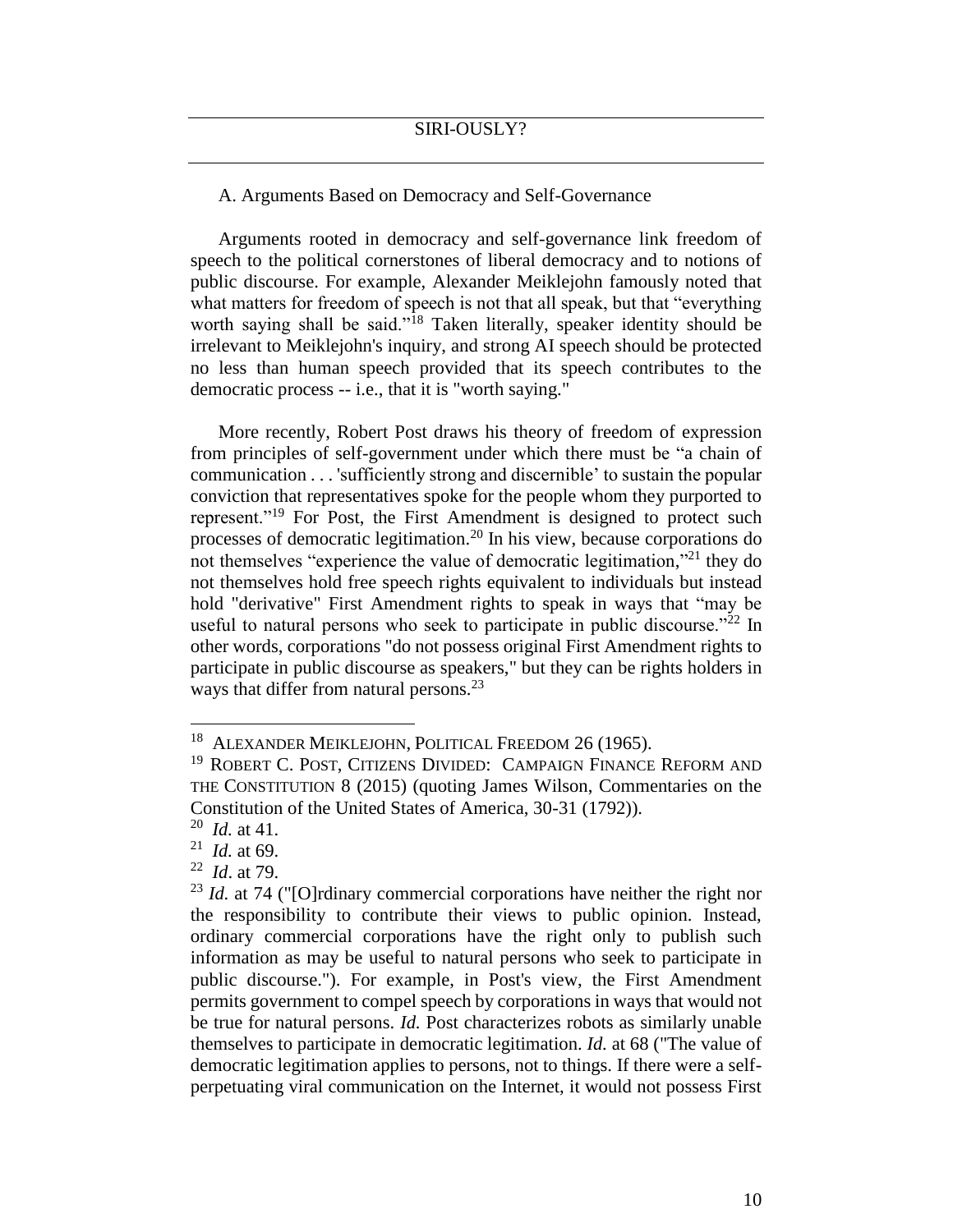### A. Arguments Based on Democracy and Self-Governance

Arguments rooted in democracy and self-governance link freedom of speech to the political cornerstones of liberal democracy and to notions of public discourse. For example, Alexander Meiklejohn famously noted that what matters for freedom of speech is not that all speak, but that "everything worth saying shall be said."[18] Taken literally, speaker identity should be irrelevant to Meiklejohn's inquiry, and strong AI speech should be protected no less than human speech provided that its speech contributes to the democratic process -- i.e., that it is "worth saying."

More recently, Robert Post draws his theory of freedom of expression from principles of self-government under which there must be "a chain of communication . . . 'sufficiently strong and discernible' to sustain the popular conviction that representatives spoke for the people whom they purported to represent."[19] For Post, the First Amendment is designed to protect such processes of democratic legitimation.[20] In his view, because corporations do not themselves "experience the value of democratic legitimation,"[21] they do not themselves hold free speech rights equivalent to individuals but instead hold "derivative" First Amendment rights to speak in ways that "may be useful to natural persons who seek to participate in public discourse."[22] In other words, corporations "do not possess original First Amendment rights to participate in public discourse as speakers," but they can be rights holders in ways that differ from natural persons.[23]

---

[18] ALEXANDER MEIKLEJOHN, POLITICAL FREEDOM 26 (1965).

[19] ROBERT C. POST, CITIZENS DIVIDED: CAMPAIGN FINANCE REFORM AND THE CONSTITUTION 8 (2015) (quoting James Wilson, Commentaries on the Constitution of the United States of America, 30-31 (1792)).

[20] *Id.* at 41.

[21] *Id.* at 69.

[22] *Id*. at 79.

[23] *Id.* at 74 ("[O]rdinary commercial corporations have neither the right nor the responsibility to contribute their views to public opinion. Instead, ordinary commercial corporations have the right only to publish such information as may be useful to natural persons who seek to participate in public discourse."). For example, in Post's view, the First Amendment permits government to compel speech by corporations in ways that would not be true for natural persons. *Id.* Post characterizes robots as similarly unable themselves to participate in democratic legitimation. *Id.* at 68 ("The value of democratic legitimation applies to persons, not to things. If there were a self-perpetuating viral communication on the Internet, it would not possess First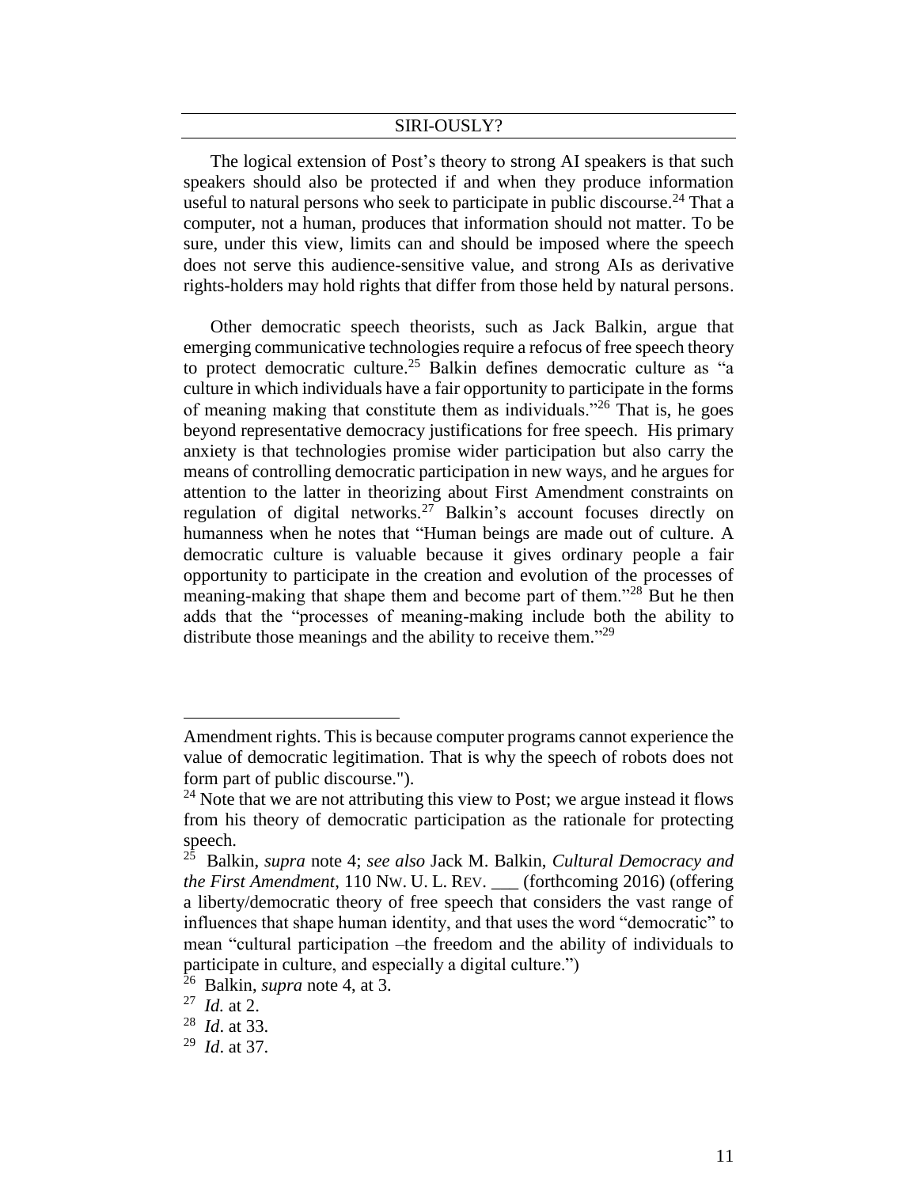The logical extension of Post's theory to strong AI speakers is that such speakers should also be protected if and when they produce information useful to natural persons who seek to participate in public discourse.[24] That a computer, not a human, produces that information should not matter. To be sure, under this view, limits can and should be imposed where the speech does not serve this audience-sensitive value, and strong AIs as derivative rights-holders may hold rights that differ from those held by natural persons.

Other democratic speech theorists, such as Jack Balkin, argue that emerging communicative technologies require a refocus of free speech theory to protect democratic culture.[25] Balkin defines democratic culture as "a culture in which individuals have a fair opportunity to participate in the forms of meaning making that constitute them as individuals."[26] That is, he goes beyond representative democracy justifications for free speech. His primary anxiety is that technologies promise wider participation but also carry the means of controlling democratic participation in new ways, and he argues for attention to the latter in theorizing about First Amendment constraints on regulation of digital networks.[27] Balkin's account focuses directly on humanness when he notes that "Human beings are made out of culture. A democratic culture is valuable because it gives ordinary people a fair opportunity to participate in the creation and evolution of the processes of meaning-making that shape them and become part of them."[28] But he then adds that the "processes of meaning-making include both the ability to distribute those meanings and the ability to receive them."[29]

---

Amendment rights. This is because computer programs cannot experience the value of democratic legitimation. That is why the speech of robots does not form part of public discourse.").

[24] Note that we are not attributing this view to Post; we argue instead it flows from his theory of democratic participation as the rationale for protecting speech.

[25] Balkin, *supra* note 4; *see also* Jack M. Balkin, *Cultural Democracy and the First Amendment*, 110 NW. U. L. REV. ___ (forthcoming 2016) (offering a liberty/democratic theory of free speech that considers the vast range of influences that shape human identity, and that uses the word "democratic" to mean "cultural participation –the freedom and the ability of individuals to participate in culture, and especially a digital culture.")

[26] Balkin, *supra* note 4, at 3.

[27] *Id.* at 2.

[28] *Id*. at 33.

[29] *Id*. at 37.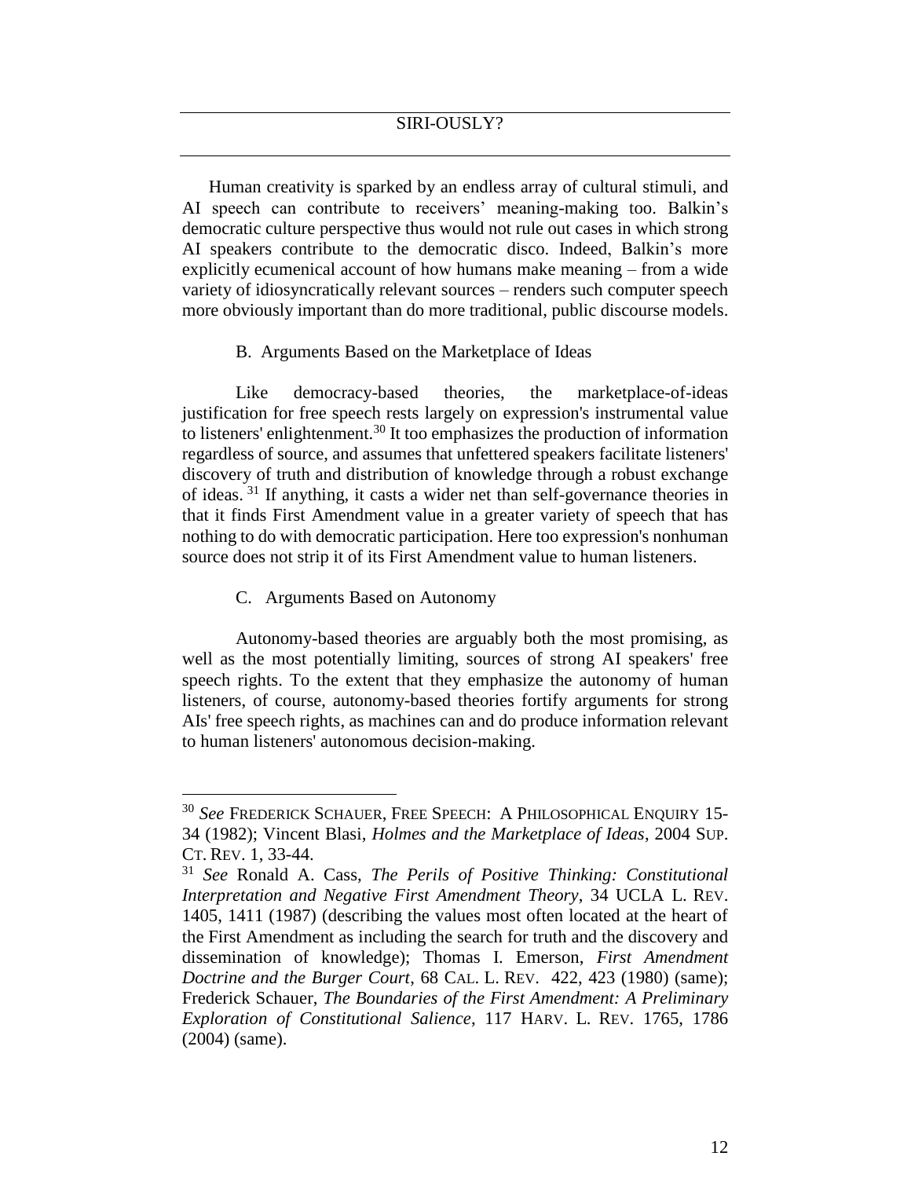Human creativity is sparked by an endless array of cultural stimuli, and AI speech can contribute to receivers' meaning-making too. Balkin's democratic culture perspective thus would not rule out cases in which strong AI speakers contribute to the democratic disco. Indeed, Balkin's more explicitly ecumenical account of how humans make meaning – from a wide variety of idiosyncratically relevant sources – renders such computer speech more obviously important than do more traditional, public discourse models.

### B. Arguments Based on the Marketplace of Ideas

Like democracy-based theories, the marketplace-of-ideas justification for free speech rests largely on expression's instrumental value to listeners' enlightenment.[30] It too emphasizes the production of information regardless of source, and assumes that unfettered speakers facilitate listeners' discovery of truth and distribution of knowledge through a robust exchange of ideas.[31] If anything, it casts a wider net than self-governance theories in that it finds First Amendment value in a greater variety of speech that has nothing to do with democratic participation. Here too expression's nonhuman source does not strip it of its First Amendment value to human listeners.

### C. Arguments Based on Autonomy

Autonomy-based theories are arguably both the most promising, as well as the most potentially limiting, sources of strong AI speakers' free speech rights. To the extent that they emphasize the autonomy of human listeners, of course, autonomy-based theories fortify arguments for strong AIs' free speech rights, as machines can and do produce information relevant to human listeners' autonomous decision-making.

---

[30] *See* FREDERICK SCHAUER, FREE SPEECH: A PHILOSOPHICAL ENQUIRY 15-34 (1982); Vincent Blasi, *Holmes and the Marketplace of Ideas*, 2004 SUP. CT. REV. 1, 33-44.

[31] *See* Ronald A. Cass, *The Perils of Positive Thinking: Constitutional Interpretation and Negative First Amendment Theory*, 34 UCLA L. REV. 1405, 1411 (1987) (describing the values most often located at the heart of the First Amendment as including the search for truth and the discovery and dissemination of knowledge); Thomas I. Emerson, *First Amendment Doctrine and the Burger Court*, 68 CAL. L. REV. 422, 423 (1980) (same); Frederick Schauer, *The Boundaries of the First Amendment: A Preliminary Exploration of Constitutional Salience*, 117 HARV. L. REV. 1765, 1786 (2004) (same).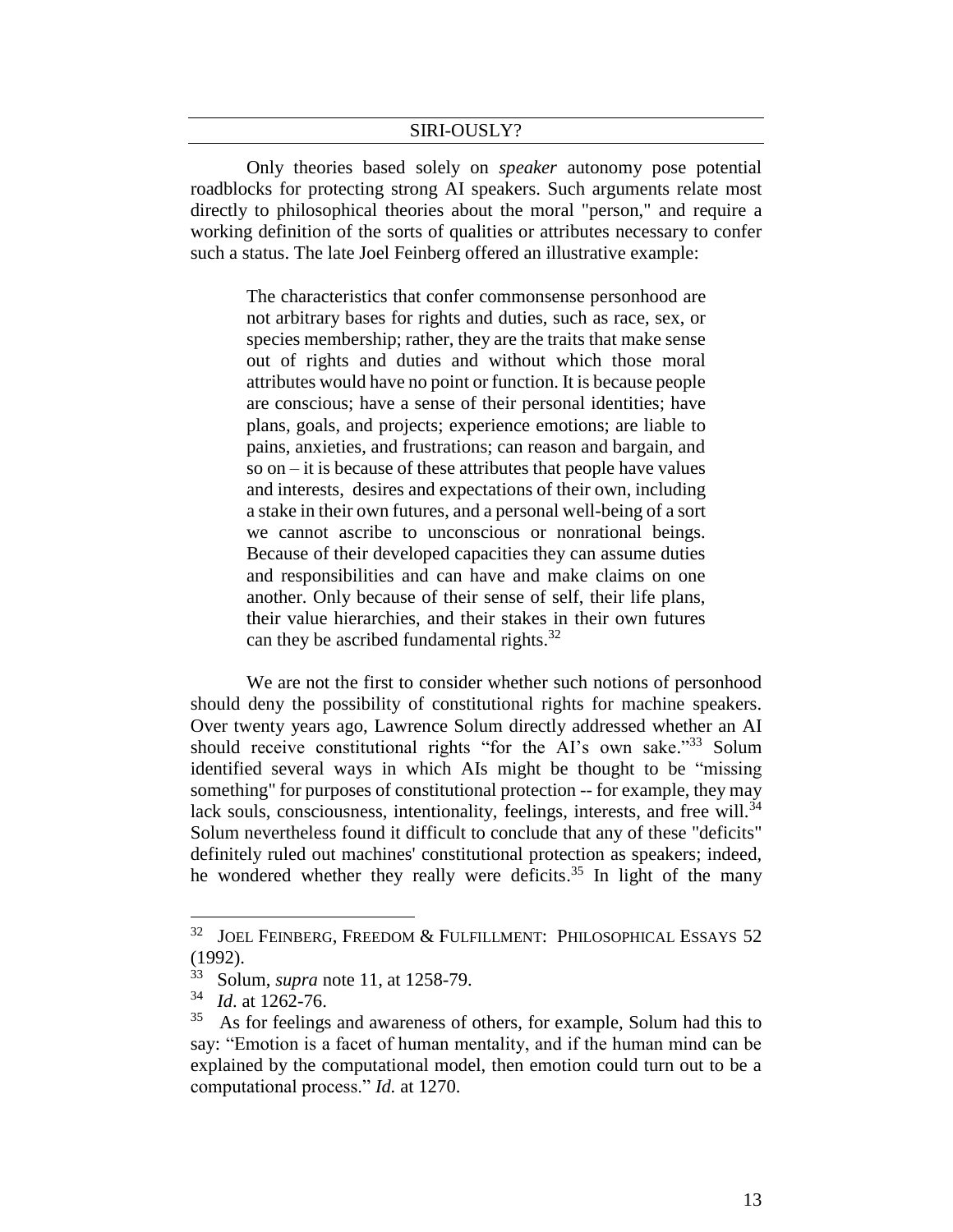Only theories based solely on *speaker* autonomy pose potential roadblocks for protecting strong AI speakers. Such arguments relate most directly to philosophical theories about the moral "person," and require a working definition of the sorts of qualities or attributes necessary to confer such a status. The late Joel Feinberg offered an illustrative example:

> The characteristics that confer commonsense personhood are not arbitrary bases for rights and duties, such as race, sex, or species membership; rather, they are the traits that make sense out of rights and duties and without which those moral attributes would have no point or function. It is because people are conscious; have a sense of their personal identities; have plans, goals, and projects; experience emotions; are liable to pains, anxieties, and frustrations; can reason and bargain, and so on – it is because of these attributes that people have values and interests, desires and expectations of their own, including a stake in their own futures, and a personal well-being of a sort we cannot ascribe to unconscious or nonrational beings. Because of their developed capacities they can assume duties and responsibilities and can have and make claims on one another. Only because of their sense of self, their life plans, their value hierarchies, and their stakes in their own futures can they be ascribed fundamental rights.[32]

We are not the first to consider whether such notions of personhood should deny the possibility of constitutional rights for machine speakers. Over twenty years ago, Lawrence Solum directly addressed whether an AI should receive constitutional rights "for the AI's own sake."[33] Solum identified several ways in which AIs might be thought to be "missing something" for purposes of constitutional protection -- for example, they may lack souls, consciousness, intentionality, feelings, interests, and free will.[34] Solum nevertheless found it difficult to conclude that any of these "deficits" definitely ruled out machines' constitutional protection as speakers; indeed, he wondered whether they really were deficits.[35] In light of the many

---

[32] JOEL FEINBERG, FREEDOM & FULFILLMENT: PHILOSOPHICAL ESSAYS 52 (1992).

[33] Solum, *supra* note 11, at 1258-79.

[34] *Id*. at 1262-76.

[35] As for feelings and awareness of others, for example, Solum had this to say: "Emotion is a facet of human mentality, and if the human mind can be explained by the computational model, then emotion could turn out to be a computational process." *Id.* at 1270.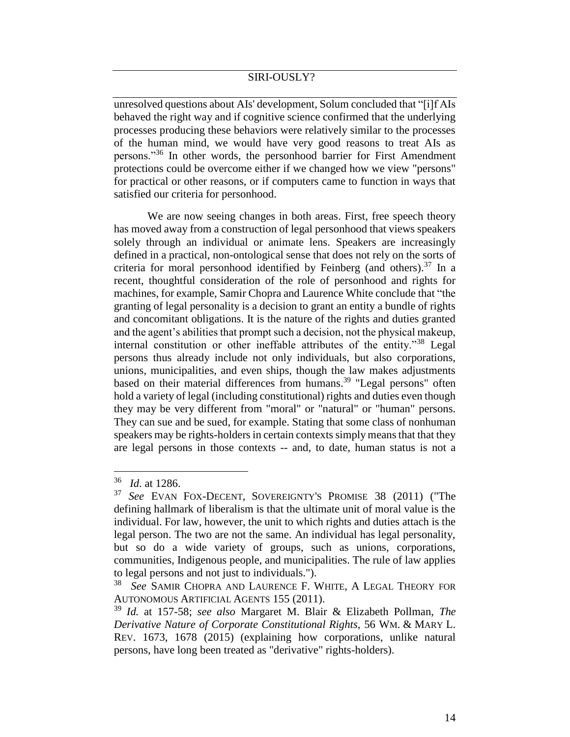unresolved questions about AIs' development, Solum concluded that "[i]f AIs behaved the right way and if cognitive science confirmed that the underlying processes producing these behaviors were relatively similar to the processes of the human mind, we would have very good reasons to treat AIs as persons."[36] In other words, the personhood barrier for First Amendment protections could be overcome either if we changed how we view "persons" for practical or other reasons, or if computers came to function in ways that satisfied our criteria for personhood.

We are now seeing changes in both areas. First, free speech theory has moved away from a construction of legal personhood that views speakers solely through an individual or animate lens. Speakers are increasingly defined in a practical, non-ontological sense that does not rely on the sorts of criteria for moral personhood identified by Feinberg (and others).[37] In a recent, thoughtful consideration of the role of personhood and rights for machines, for example, Samir Chopra and Laurence White conclude that "the granting of legal personality is a decision to grant an entity a bundle of rights and concomitant obligations. It is the nature of the rights and duties granted and the agent's abilities that prompt such a decision, not the physical makeup, internal constitution or other ineffable attributes of the entity."[38] Legal persons thus already include not only individuals, but also corporations, unions, municipalities, and even ships, though the law makes adjustments based on their material differences from humans.[39] "Legal persons" often hold a variety of legal (including constitutional) rights and duties even though they may be very different from "moral" or "natural" or "human" persons. They can sue and be sued, for example. Stating that some class of nonhuman speakers may be rights-holders in certain contexts simply means that that they are legal persons in those contexts -- and, to date, human status is not a

---

[36] *Id*. at 1286.

[37] *See* EVAN FOX-DECENT, SOVEREIGNTY'S PROMISE 38 (2011) ("The defining hallmark of liberalism is that the ultimate unit of moral value is the individual. For law, however, the unit to which rights and duties attach is the legal person. The two are not the same. An individual has legal personality, but so do a wide variety of groups, such as unions, corporations, communities, Indigenous people, and municipalities. The rule of law applies to legal persons and not just to individuals.").

[38] *See* SAMIR CHOPRA AND LAURENCE F. WHITE, A LEGAL THEORY FOR AUTONOMOUS ARTIFICIAL AGENTS 155 (2011).

[39] *Id.* at 157-58; *see also* Margaret M. Blair & Elizabeth Pollman, *The Derivative Nature of Corporate Constitutional Rights*, 56 WM. & MARY L. REV. 1673, 1678 (2015) (explaining how corporations, unlike natural persons, have long been treated as "derivative" rights-holders).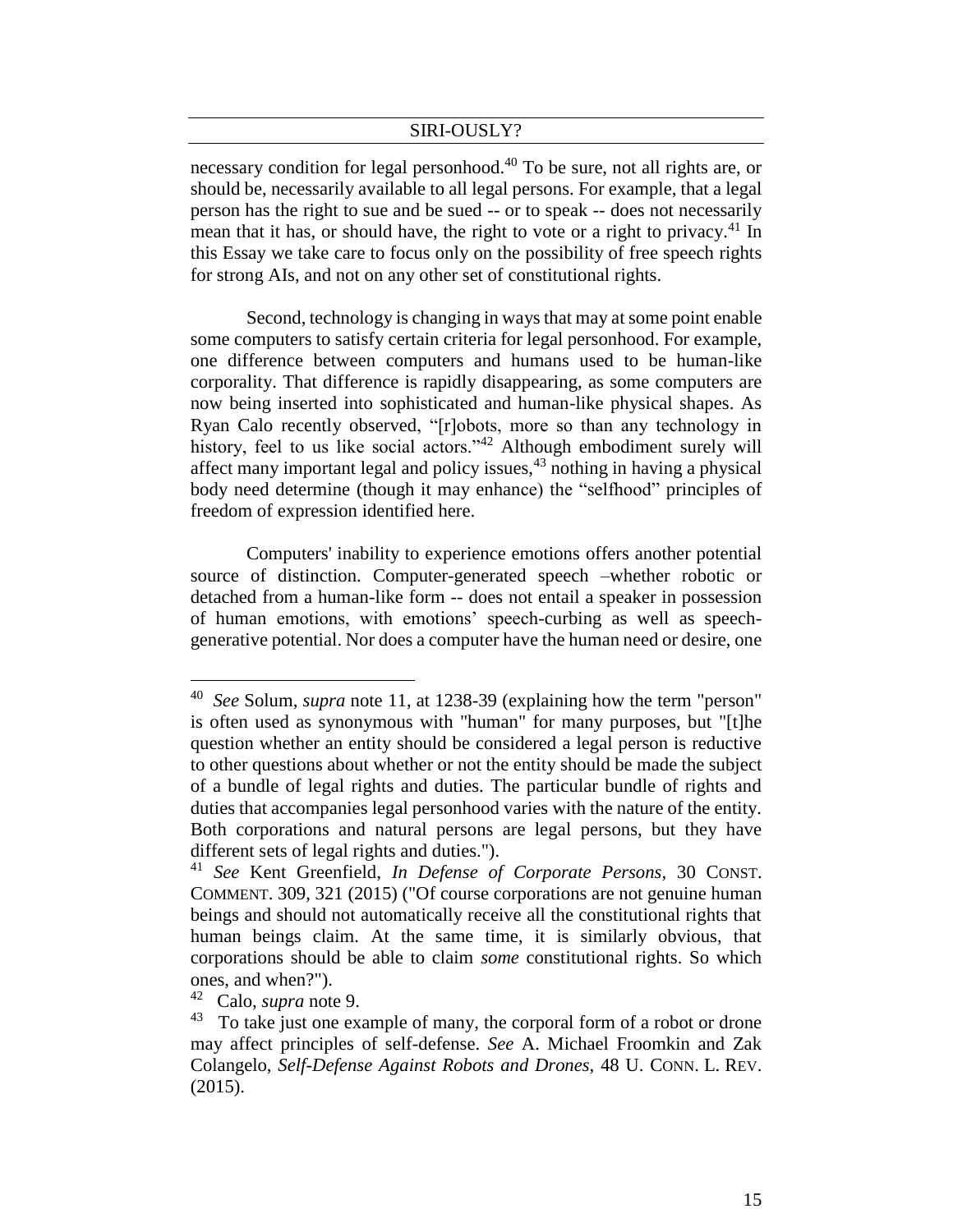necessary condition for legal personhood.[40] To be sure, not all rights are, or should be, necessarily available to all legal persons. For example, that a legal person has the right to sue and be sued -- or to speak -- does not necessarily mean that it has, or should have, the right to vote or a right to privacy.[41] In this Essay we take care to focus only on the possibility of free speech rights for strong AIs, and not on any other set of constitutional rights.

Second, technology is changing in ways that may at some point enable some computers to satisfy certain criteria for legal personhood. For example, one difference between computers and humans used to be human-like corporality. That difference is rapidly disappearing, as some computers are now being inserted into sophisticated and human-like physical shapes. As Ryan Calo recently observed, "[r]obots, more so than any technology in history, feel to us like social actors."[42] Although embodiment surely will affect many important legal and policy issues,[43] nothing in having a physical body need determine (though it may enhance) the "selfhood" principles of freedom of expression identified here.

Computers' inability to experience emotions offers another potential source of distinction. Computer-generated speech –whether robotic or detached from a human-like form -- does not entail a speaker in possession of human emotions, with emotions' speech-curbing as well as speech-generative potential. Nor does a computer have the human need or desire, one

---

[40] *See* Solum, *supra* note 11, at 1238-39 (explaining how the term "person" is often used as synonymous with "human" for many purposes, but "[t]he question whether an entity should be considered a legal person is reductive to other questions about whether or not the entity should be made the subject of a bundle of legal rights and duties. The particular bundle of rights and duties that accompanies legal personhood varies with the nature of the entity. Both corporations and natural persons are legal persons, but they have different sets of legal rights and duties.").

[41] *See* Kent Greenfield, *In Defense of Corporate Persons*, 30 CONST. COMMENT. 309, 321 (2015) ("Of course corporations are not genuine human beings and should not automatically receive all the constitutional rights that human beings claim. At the same time, it is similarly obvious, that corporations should be able to claim *some* constitutional rights. So which ones, and when?").

[42] Calo, *supra* note 9.

[43] To take just one example of many, the corporal form of a robot or drone may affect principles of self-defense. *See* A. Michael Froomkin and Zak Colangelo, *Self-Defense Against Robots and Drones*, 48 U. CONN. L. REV. (2015).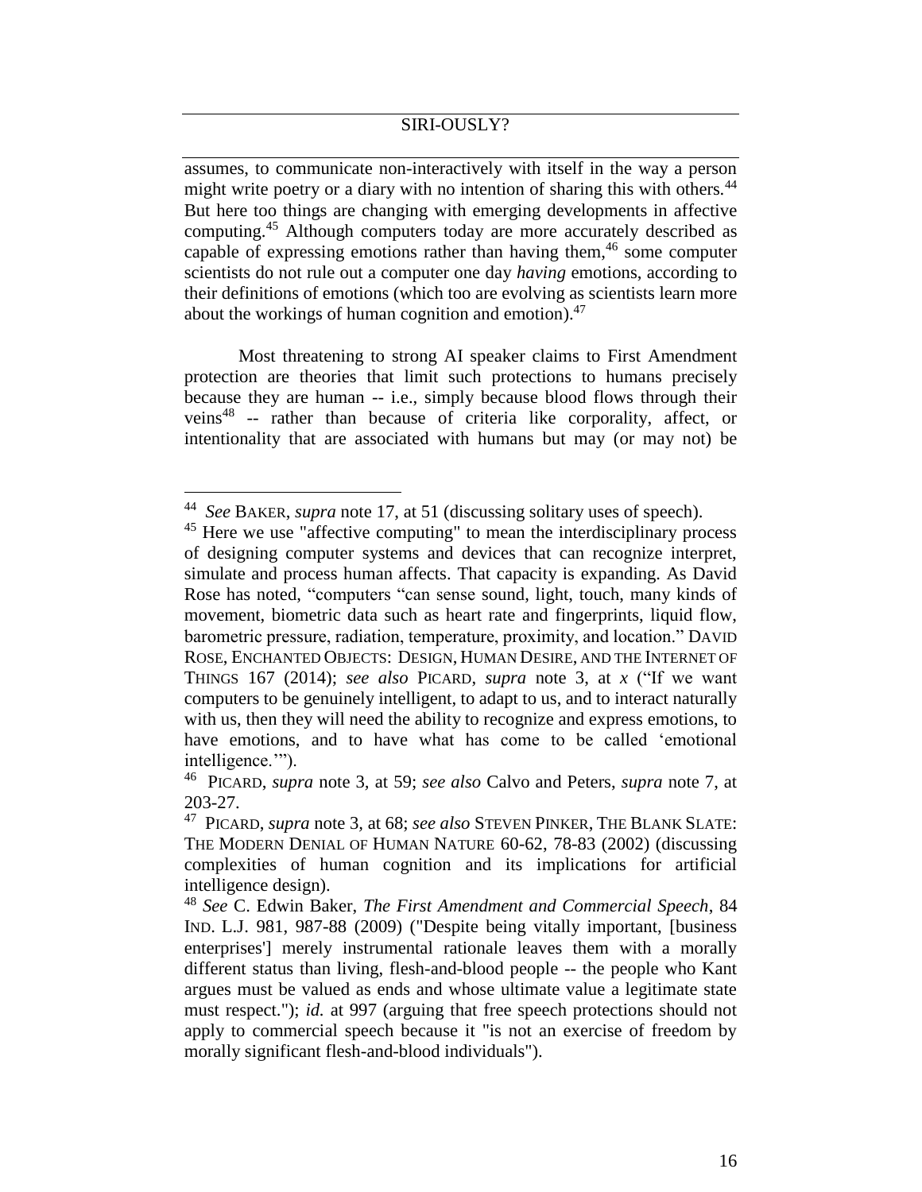assumes, to communicate non-interactively with itself in the way a person might write poetry or a diary with no intention of sharing this with others.[44] But here too things are changing with emerging developments in affective computing.[45] Although computers today are more accurately described as capable of expressing emotions rather than having them,[46] some computer scientists do not rule out a computer one day *having* emotions, according to their definitions of emotions (which too are evolving as scientists learn more about the workings of human cognition and emotion).[47]

Most threatening to strong AI speaker claims to First Amendment protection are theories that limit such protections to humans precisely because they are human -- i.e., simply because blood flows through their veins[48] -- rather than because of criteria like corporality, affect, or intentionality that are associated with humans but may (or may not) be

---

[44] *See* BAKER, *supra* note 17, at 51 (discussing solitary uses of speech).

[45] Here we use "affective computing" to mean the interdisciplinary process of designing computer systems and devices that can recognize interpret, simulate and process human affects. That capacity is expanding. As David Rose has noted, "computers "can sense sound, light, touch, many kinds of movement, biometric data such as heart rate and fingerprints, liquid flow, barometric pressure, radiation, temperature, proximity, and location." DAVID ROSE, ENCHANTED OBJECTS: DESIGN, HUMAN DESIRE, AND THE INTERNET OF THINGS 167 (2014); *see also* PICARD, *supra* note 3, at *x* ("If we want computers to be genuinely intelligent, to adapt to us, and to interact naturally with us, then they will need the ability to recognize and express emotions, to have emotions, and to have what has come to be called 'emotional intelligence.'").

[46] PICARD, *supra* note 3, at 59; *see also* Calvo and Peters, *supra* note 7, at 203-27.

[47] PICARD, *supra* note 3, at 68; *see also* STEVEN PINKER, THE BLANK SLATE: THE MODERN DENIAL OF HUMAN NATURE 60-62, 78-83 (2002) (discussing complexities of human cognition and its implications for artificial intelligence design).

[48] *See* C. Edwin Baker, *The First Amendment and Commercial Speech*, 84 IND. L.J. 981, 987-88 (2009) ("Despite being vitally important, [business enterprises'] merely instrumental rationale leaves them with a morally different status than living, flesh-and-blood people -- the people who Kant argues must be valued as ends and whose ultimate value a legitimate state must respect."); *id.* at 997 (arguing that free speech protections should not apply to commercial speech because it "is not an exercise of freedom by morally significant flesh-and-blood individuals").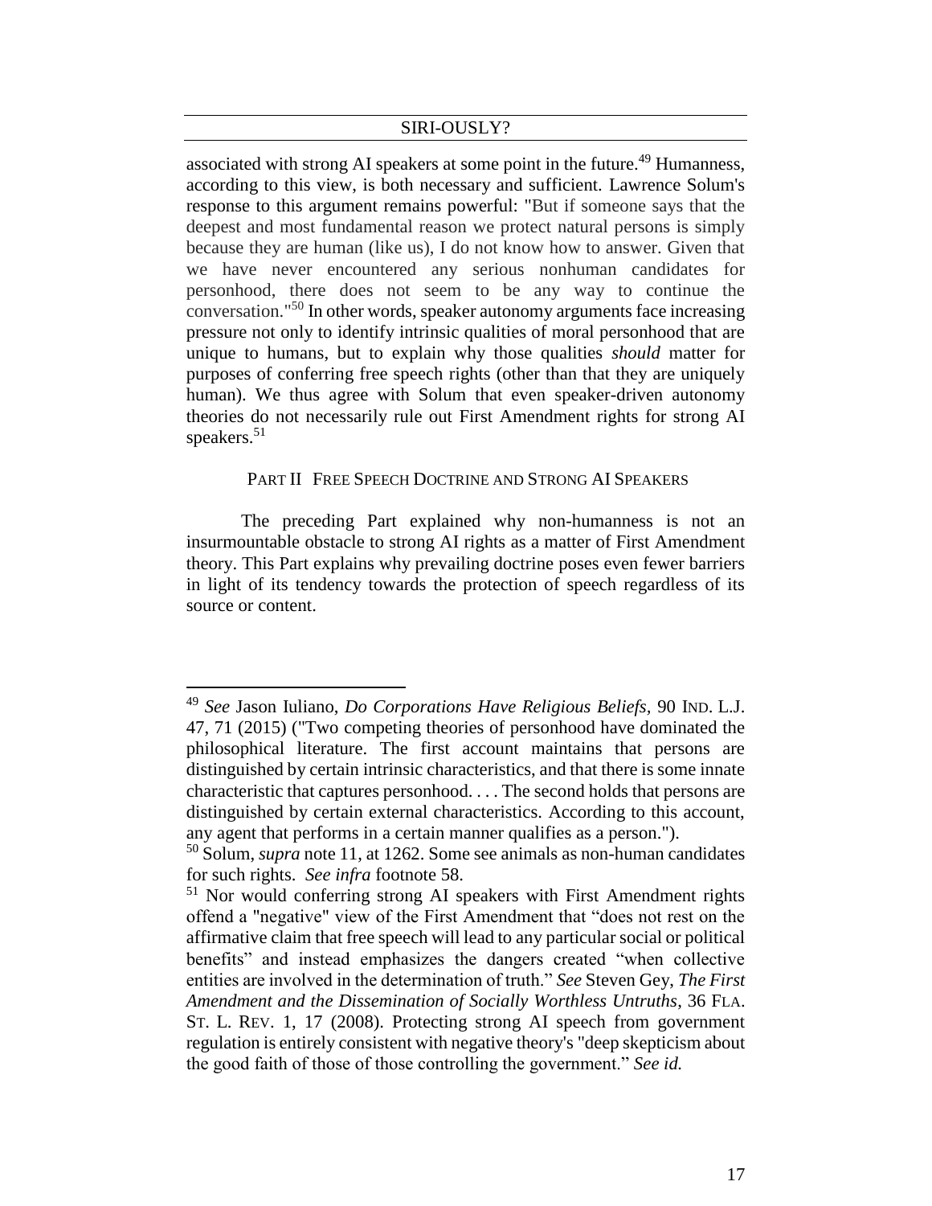associated with strong AI speakers at some point in the future.[49] Humanness, according to this view, is both necessary and sufficient. Lawrence Solum's response to this argument remains powerful: "But if someone says that the deepest and most fundamental reason we protect natural persons is simply because they are human (like us), I do not know how to answer. Given that we have never encountered any serious nonhuman candidates for personhood, there does not seem to be any way to continue the conversation."[50] In other words, speaker autonomy arguments face increasing pressure not only to identify intrinsic qualities of moral personhood that are unique to humans, but to explain why those qualities *should* matter for purposes of conferring free speech rights (other than that they are uniquely human). We thus agree with Solum that even speaker-driven autonomy theories do not necessarily rule out First Amendment rights for strong AI speakers.[51]

## PART II FREE SPEECH DOCTRINE AND STRONG AI SPEAKERS

The preceding Part explained why non-humanness is not an insurmountable obstacle to strong AI rights as a matter of First Amendment theory. This Part explains why prevailing doctrine poses even fewer barriers in light of its tendency towards the protection of speech regardless of its source or content.

---

[49] *See* Jason Iuliano, *Do Corporations Have Religious Beliefs*, 90 IND. L.J. 47, 71 (2015) ("Two competing theories of personhood have dominated the philosophical literature. The first account maintains that persons are distinguished by certain intrinsic characteristics, and that there is some innate characteristic that captures personhood. . . . The second holds that persons are distinguished by certain external characteristics. According to this account, any agent that performs in a certain manner qualifies as a person.").

[50] Solum, *supra* note 11, at 1262. Some see animals as non-human candidates for such rights. *See infra* footnote 58.

[51] Nor would conferring strong AI speakers with First Amendment rights offend a "negative" view of the First Amendment that "does not rest on the affirmative claim that free speech will lead to any particular social or political benefits" and instead emphasizes the dangers created "when collective entities are involved in the determination of truth." *See* Steven Gey, *The First Amendment and the Dissemination of Socially Worthless Untruths*, 36 FLA. ST. L. REV. 1, 17 (2008). Protecting strong AI speech from government regulation is entirely consistent with negative theory's "deep skepticism about the good faith of those of those controlling the government." *See id.*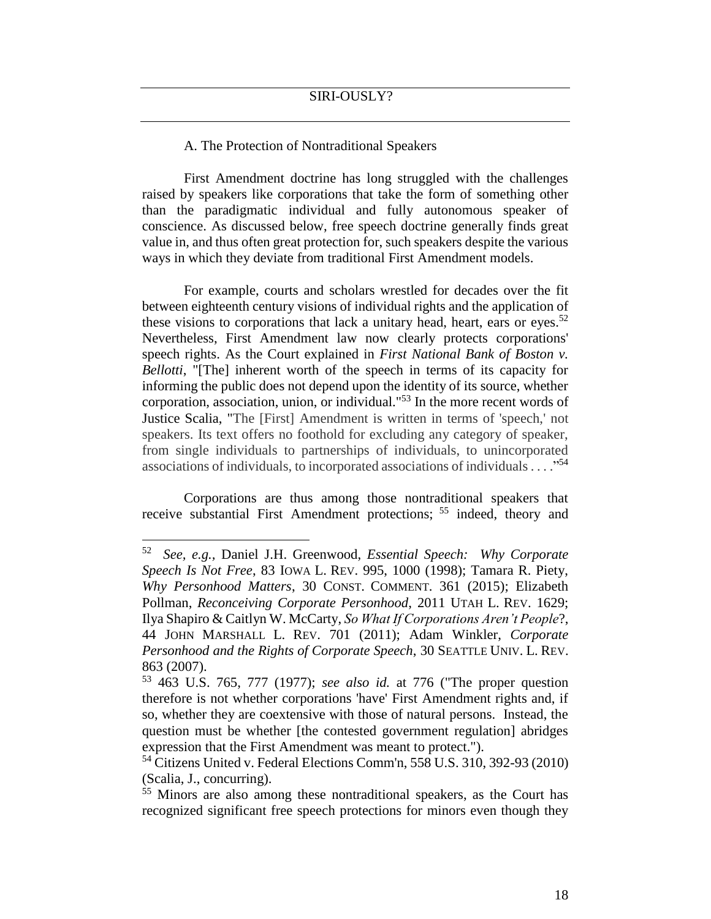### A. The Protection of Nontraditional Speakers

First Amendment doctrine has long struggled with the challenges raised by speakers like corporations that take the form of something other than the paradigmatic individual and fully autonomous speaker of conscience. As discussed below, free speech doctrine generally finds great value in, and thus often great protection for, such speakers despite the various ways in which they deviate from traditional First Amendment models.

For example, courts and scholars wrestled for decades over the fit between eighteenth century visions of individual rights and the application of these visions to corporations that lack a unitary head, heart, ears or eyes.[52] Nevertheless, First Amendment law now clearly protects corporations' speech rights. As the Court explained in *First National Bank of Boston v. Bellotti*, "[The] inherent worth of the speech in terms of its capacity for informing the public does not depend upon the identity of its source, whether corporation, association, union, or individual."[53] In the more recent words of Justice Scalia, "The [First] Amendment is written in terms of 'speech,' not speakers. Its text offers no foothold for excluding any category of speaker, from single individuals to partnerships of individuals, to unincorporated associations of individuals, to incorporated associations of individuals . . . ."[54]

Corporations are thus among those nontraditional speakers that receive substantial First Amendment protections; [55] indeed, theory and

---

[52] *See, e.g.*, Daniel J.H. Greenwood, *Essential Speech: Why Corporate Speech Is Not Free*, 83 IOWA L. REV. 995, 1000 (1998); Tamara R. Piety, *Why Personhood Matters*, 30 CONST. COMMENT. 361 (2015); Elizabeth Pollman, *Reconceiving Corporate Personhood*, 2011 UTAH L. REV. 1629; Ilya Shapiro & Caitlyn W. McCarty, *So What If Corporations Aren't People*?, 44 JOHN MARSHALL L. REV. 701 (2011); Adam Winkler, *Corporate Personhood and the Rights of Corporate Speech*, 30 SEATTLE UNIV. L. REV. 863 (2007).

[53] 463 U.S. 765, 777 (1977); *see also id.* at 776 ("The proper question therefore is not whether corporations 'have' First Amendment rights and, if so, whether they are coextensive with those of natural persons. Instead, the question must be whether [the contested government regulation] abridges expression that the First Amendment was meant to protect.").

[54] Citizens United v. Federal Elections Comm'n, 558 U.S. 310, 392-93 (2010) (Scalia, J., concurring).

[55] Minors are also among these nontraditional speakers, as the Court has recognized significant free speech protections for minors even though they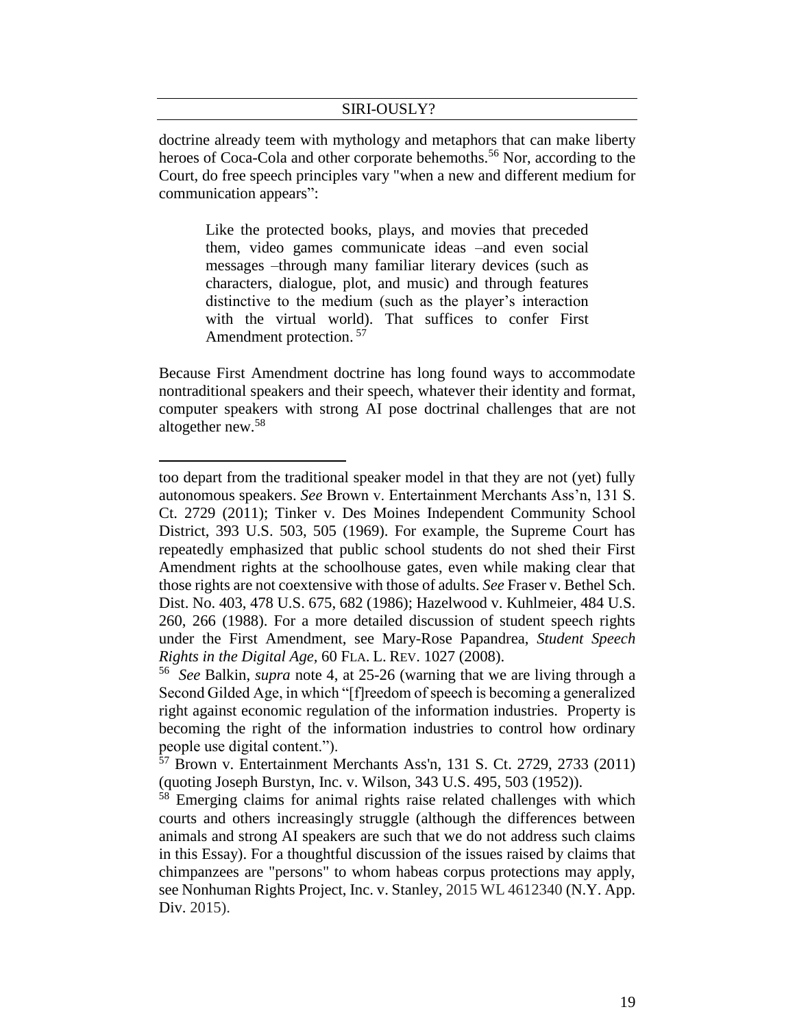doctrine already teem with mythology and metaphors that can make liberty heroes of Coca-Cola and other corporate behemoths.[56] Nor, according to the Court, do free speech principles vary "when a new and different medium for communication appears":

> Like the protected books, plays, and movies that preceded them, video games communicate ideas –and even social messages –through many familiar literary devices (such as characters, dialogue, plot, and music) and through features distinctive to the medium (such as the player's interaction with the virtual world). That suffices to confer First Amendment protection. [57]

Because First Amendment doctrine has long found ways to accommodate nontraditional speakers and their speech, whatever their identity and format, computer speakers with strong AI pose doctrinal challenges that are not altogether new.[58]

---

too depart from the traditional speaker model in that they are not (yet) fully autonomous speakers. *See* Brown v. Entertainment Merchants Ass'n, 131 S. Ct. 2729 (2011); Tinker v. Des Moines Independent Community School District, 393 U.S. 503, 505 (1969). For example, the Supreme Court has repeatedly emphasized that public school students do not shed their First Amendment rights at the schoolhouse gates, even while making clear that those rights are not coextensive with those of adults. *See* Fraser v. Bethel Sch. Dist. No. 403, 478 U.S. 675, 682 (1986); Hazelwood v. Kuhlmeier, 484 U.S. 260, 266 (1988). For a more detailed discussion of student speech rights under the First Amendment, see Mary-Rose Papandrea, *Student Speech Rights in the Digital Age*, 60 FLA. L. REV. 1027 (2008).

[56] *See* Balkin, *supra* note 4, at 25-26 (warning that we are living through a Second Gilded Age, in which "[f]reedom of speech is becoming a generalized right against economic regulation of the information industries. Property is becoming the right of the information industries to control how ordinary people use digital content.").

[57] Brown v. Entertainment Merchants Ass'n, 131 S. Ct. 2729, 2733 (2011) (quoting Joseph Burstyn, Inc. v. Wilson, 343 U.S. 495, 503 (1952)).

[58] Emerging claims for animal rights raise related challenges with which courts and others increasingly struggle (although the differences between animals and strong AI speakers are such that we do not address such claims in this Essay). For a thoughtful discussion of the issues raised by claims that chimpanzees are "persons" to whom habeas corpus protections may apply, see Nonhuman Rights Project, Inc. v. Stanley, 2015 WL 4612340 (N.Y. App. Div. 2015).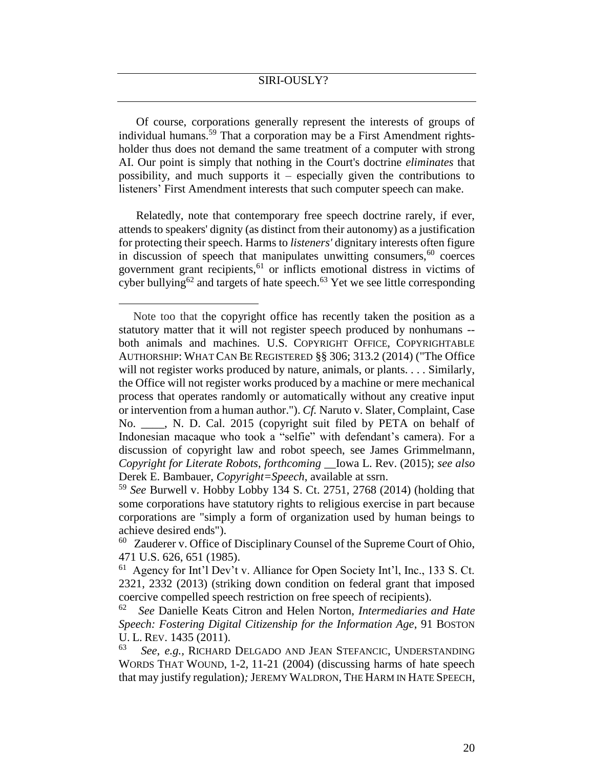Of course, corporations generally represent the interests of groups of individual humans.[59] That a corporation may be a First Amendment rights-holder thus does not demand the same treatment of a computer with strong AI. Our point is simply that nothing in the Court's doctrine *eliminates* that possibility, and much supports it – especially given the contributions to listeners' First Amendment interests that such computer speech can make.

Relatedly, note that contemporary free speech doctrine rarely, if ever, attends to speakers' dignity (as distinct from their autonomy) as a justification for protecting their speech. Harms to *listeners'* dignitary interests often figure in discussion of speech that manipulates unwitting consumers,[60] coerces government grant recipients,[61] or inflicts emotional distress in victims of cyber bullying[62] and targets of hate speech.[63] Yet we see little corresponding

---

Note too that the copyright office has recently taken the position as a statutory matter that it will not register speech produced by nonhumans -- both animals and machines. U.S. COPYRIGHT OFFICE, COPYRIGHTABLE AUTHORSHIP: WHAT CAN BE REGISTERED §§ 306; 313.2 (2014) ("The Office will not register works produced by nature, animals, or plants. . . . Similarly, the Office will not register works produced by a machine or mere mechanical process that operates randomly or automatically without any creative input or intervention from a human author."). *Cf.* Naruto v. Slater, Complaint, Case No. ____, N. D. Cal. 2015 (copyright suit filed by PETA on behalf of Indonesian macaque who took a "selfie" with defendant's camera). For a discussion of copyright law and robot speech, see James Grimmelmann, *Copyright for Literate Robots*, *forthcoming* __Iowa L. Rev. (2015); *see also* Derek E. Bambauer, *Copyright=Speech*, available at ssrn.

[59] *See* Burwell v. Hobby Lobby 134 S. Ct. 2751, 2768 (2014) (holding that some corporations have statutory rights to religious exercise in part because corporations are "simply a form of organization used by human beings to achieve desired ends").

[60] Zauderer v. Office of Disciplinary Counsel of the Supreme Court of Ohio, 471 U.S. 626, 651 (1985).

[61] Agency for Int'l Dev't v. Alliance for Open Society Int'l, Inc., 133 S. Ct. 2321, 2332 (2013) (striking down condition on federal grant that imposed coercive compelled speech restriction on free speech of recipients).

[62] *See* Danielle Keats Citron and Helen Norton, *Intermediaries and Hate Speech: Fostering Digital Citizenship for the Information Age*, 91 BOSTON U. L. REV. 1435 (2011).

[63] *See*, *e.g.*, RICHARD DELGADO AND JEAN STEFANCIC, UNDERSTANDING WORDS THAT WOUND, 1-2, 11-21 (2004) (discussing harms of hate speech that may justify regulation); JEREMY WALDRON, THE HARM IN HATE SPEECH,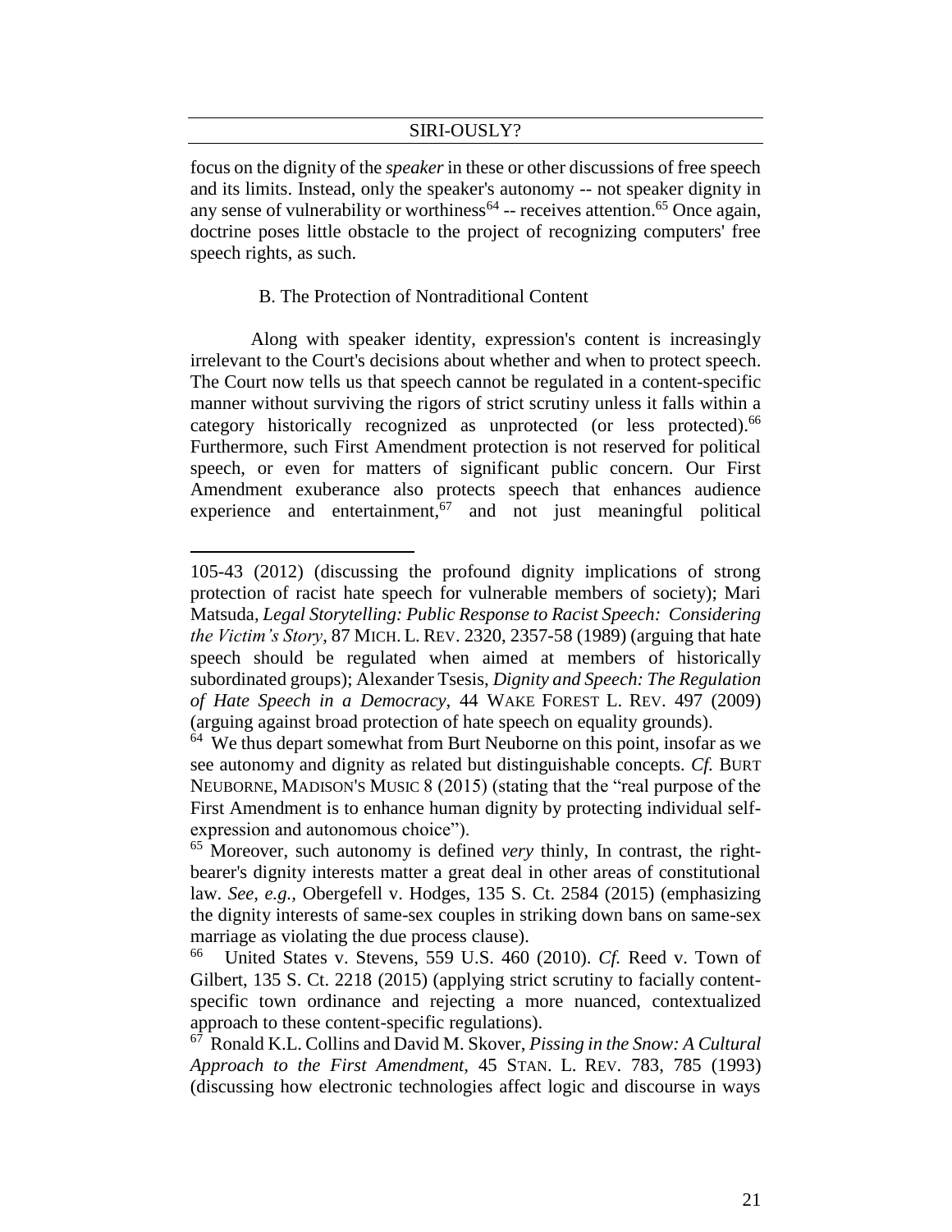focus on the dignity of the *speaker* in these or other discussions of free speech and its limits. Instead, only the speaker's autonomy -- not speaker dignity in any sense of vulnerability or worthiness[64] -- receives attention.[65] Once again, doctrine poses little obstacle to the project of recognizing computers' free speech rights, as such.

### B. The Protection of Nontraditional Content

Along with speaker identity, expression's content is increasingly irrelevant to the Court's decisions about whether and when to protect speech. The Court now tells us that speech cannot be regulated in a content-specific manner without surviving the rigors of strict scrutiny unless it falls within a category historically recognized as unprotected (or less protected).[66] Furthermore, such First Amendment protection is not reserved for political speech, or even for matters of significant public concern. Our First Amendment exuberance also protects speech that enhances audience experience and entertainment,[67] and not just meaningful political

---

105-43 (2012) (discussing the profound dignity implications of strong protection of racist hate speech for vulnerable members of society); Mari Matsuda, *Legal Storytelling: Public Response to Racist Speech: Considering the Victim's Story*, 87 MICH. L. REV. 2320, 2357-58 (1989) (arguing that hate speech should be regulated when aimed at members of historically subordinated groups); Alexander Tsesis, *Dignity and Speech: The Regulation of Hate Speech in a Democracy*, 44 WAKE FOREST L. REV. 497 (2009) (arguing against broad protection of hate speech on equality grounds).

[64] We thus depart somewhat from Burt Neuborne on this point, insofar as we see autonomy and dignity as related but distinguishable concepts. *Cf.* BURT NEUBORNE, MADISON'S MUSIC 8 (2015) (stating that the "real purpose of the First Amendment is to enhance human dignity by protecting individual self-expression and autonomous choice").

[65] Moreover, such autonomy is defined *very* thinly, In contrast, the right-bearer's dignity interests matter a great deal in other areas of constitutional law. *See, e.g.,* Obergefell v. Hodges, 135 S. Ct. 2584 (2015) (emphasizing the dignity interests of same-sex couples in striking down bans on same-sex marriage as violating the due process clause).

[66] United States v. Stevens, 559 U.S. 460 (2010). *Cf.* Reed v. Town of Gilbert, 135 S. Ct. 2218 (2015) (applying strict scrutiny to facially content-specific town ordinance and rejecting a more nuanced, contextualized approach to these content-specific regulations).

[67] Ronald K.L. Collins and David M. Skover, *Pissing in the Snow: A Cultural Approach to the First Amendment*, 45 STAN. L. REV. 783, 785 (1993) (discussing how electronic technologies affect logic and discourse in ways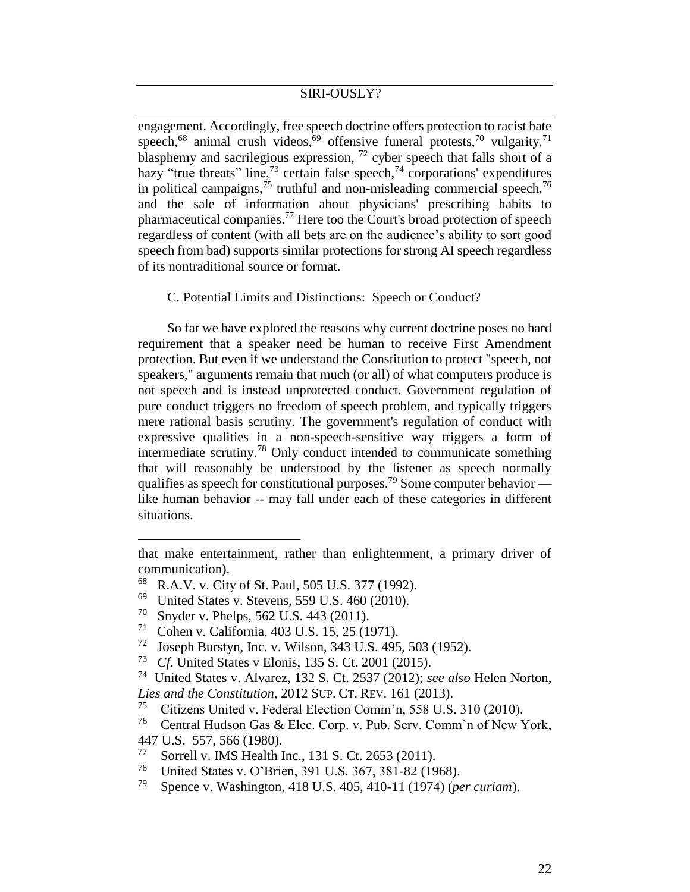engagement. Accordingly, free speech doctrine offers protection to racist hate speech,[68] animal crush videos,[69] offensive funeral protests,[70] vulgarity,[71] blasphemy and sacrilegious expression, [72] cyber speech that falls short of a hazy "true threats" line,[73] certain false speech,[74] corporations' expenditures in political campaigns,[75] truthful and non-misleading commercial speech,[76] and the sale of information about physicians' prescribing habits to pharmaceutical companies.[77] Here too the Court's broad protection of speech regardless of content (with all bets are on the audience's ability to sort good speech from bad) supports similar protections for strong AI speech regardless of its nontraditional source or format.

C. Potential Limits and Distinctions: Speech or Conduct?

So far we have explored the reasons why current doctrine poses no hard requirement that a speaker need be human to receive First Amendment protection. But even if we understand the Constitution to protect "speech, not speakers," arguments remain that much (or all) of what computers produce is not speech and is instead unprotected conduct. Government regulation of pure conduct triggers no freedom of speech problem, and typically triggers mere rational basis scrutiny. The government's regulation of conduct with expressive qualities in a non-speech-sensitive way triggers a form of intermediate scrutiny.[78] Only conduct intended to communicate something that will reasonably be understood by the listener as speech normally qualifies as speech for constitutional purposes.[79] Some computer behavior — like human behavior -- may fall under each of these categories in different situations.

---

that make entertainment, rather than enlightenment, a primary driver of communication).

[68] R.A.V. v. City of St. Paul, 505 U.S. 377 (1992).

[69] United States v. Stevens, 559 U.S. 460 (2010).

[70] Snyder v. Phelps, 562 U.S. 443 (2011).

[71] Cohen v. California, 403 U.S. 15, 25 (1971).

[72] Joseph Burstyn, Inc. v. Wilson, 343 U.S. 495, 503 (1952).

[73] *Cf*. United States v Elonis, 135 S. Ct. 2001 (2015).

[74] United States v. Alvarez, 132 S. Ct. 2537 (2012); *see also* Helen Norton, *Lies and the Constitution*, 2012 SUP. CT. REV. 161 (2013).

[75] Citizens United v. Federal Election Comm'n, 558 U.S. 310 (2010).

[76] Central Hudson Gas & Elec. Corp. v. Pub. Serv. Comm'n of New York, 447 U.S. 557, 566 (1980).

[77] Sorrell v. IMS Health Inc., 131 S. Ct. 2653 (2011).

[78] United States v. O'Brien, 391 U.S. 367, 381-82 (1968).

[79] Spence v. Washington, 418 U.S. 405, 410-11 (1974) (*per curiam*).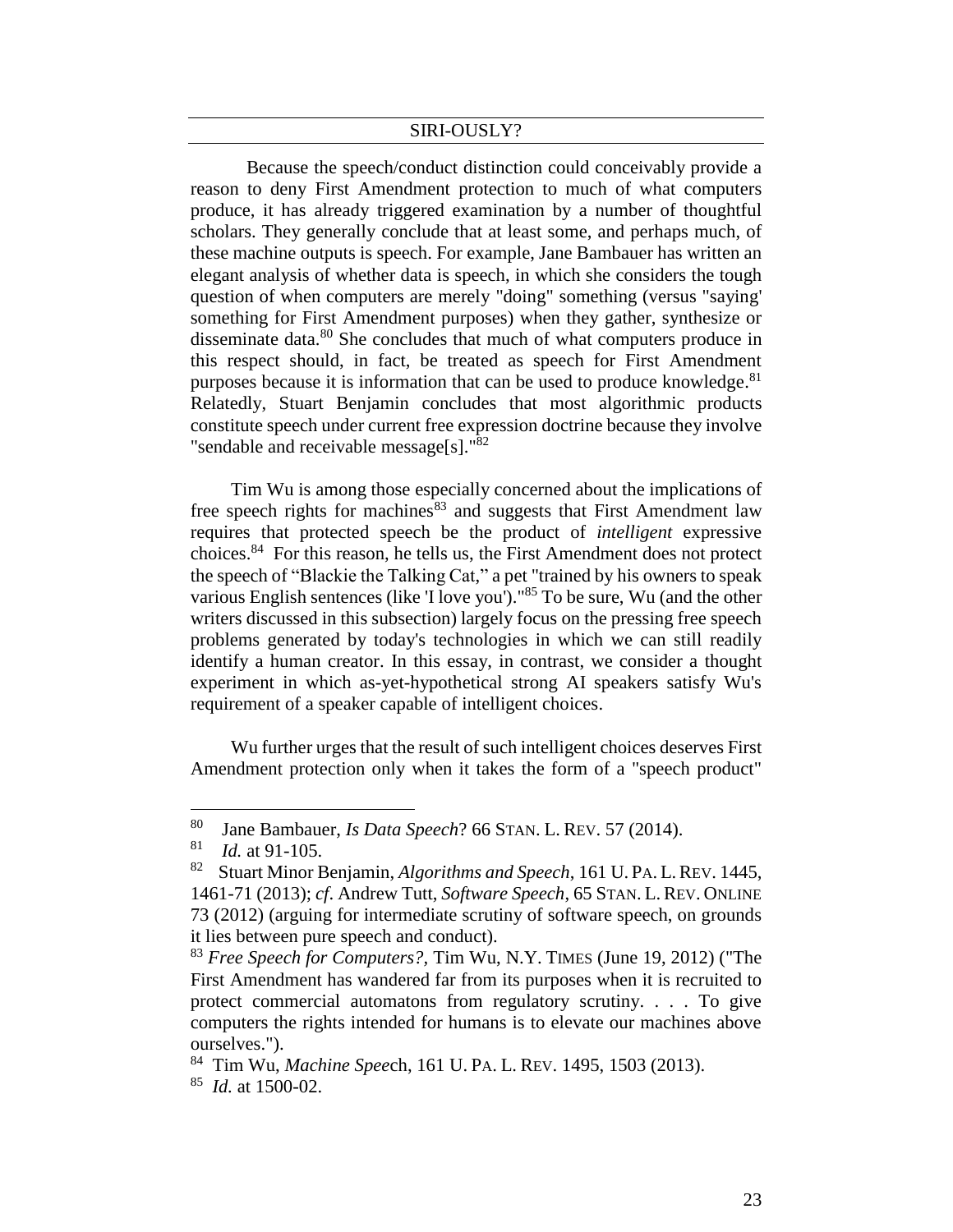Because the speech/conduct distinction could conceivably provide a reason to deny First Amendment protection to much of what computers produce, it has already triggered examination by a number of thoughtful scholars. They generally conclude that at least some, and perhaps much, of these machine outputs is speech. For example, Jane Bambauer has written an elegant analysis of whether data is speech, in which she considers the tough question of when computers are merely "doing" something (versus "saying' something for First Amendment purposes) when they gather, synthesize or disseminate data.[80] She concludes that much of what computers produce in this respect should, in fact, be treated as speech for First Amendment purposes because it is information that can be used to produce knowledge.[81] Relatedly, Stuart Benjamin concludes that most algorithmic products constitute speech under current free expression doctrine because they involve "sendable and receivable message[s]."[82]

Tim Wu is among those especially concerned about the implications of free speech rights for machines[83] and suggests that First Amendment law requires that protected speech be the product of *intelligent* expressive choices.[84] For this reason, he tells us, the First Amendment does not protect the speech of "Blackie the Talking Cat," a pet "trained by his owners to speak various English sentences (like 'I love you')."[85] To be sure, Wu (and the other writers discussed in this subsection) largely focus on the pressing free speech problems generated by today's technologies in which we can still readily identify a human creator. In this essay, in contrast, we consider a thought experiment in which as-yet-hypothetical strong AI speakers satisfy Wu's requirement of a speaker capable of intelligent choices.

Wu further urges that the result of such intelligent choices deserves First Amendment protection only when it takes the form of a "speech product"

---

[80] Jane Bambauer, *Is Data Speech*? 66 STAN. L. REV. 57 (2014).

[81] *Id.* at 91-105.

[82] Stuart Minor Benjamin, *Algorithms and Speech*, 161 U. PA. L. REV. 1445, 1461-71 (2013); *cf*. Andrew Tutt, *Software Speech*, 65 STAN. L. REV. ONLINE 73 (2012) (arguing for intermediate scrutiny of software speech, on grounds it lies between pure speech and conduct).

[83] *Free Speech for Computers?*, Tim Wu, N.Y. TIMES (June 19, 2012) ("The First Amendment has wandered far from its purposes when it is recruited to protect commercial automatons from regulatory scrutiny. . . . To give computers the rights intended for humans is to elevate our machines above ourselves.").

[84] Tim Wu, *Machine Speec*h, 161 U. PA. L. REV. 1495, 1503 (2013).

[85] *Id.* at 1500-02.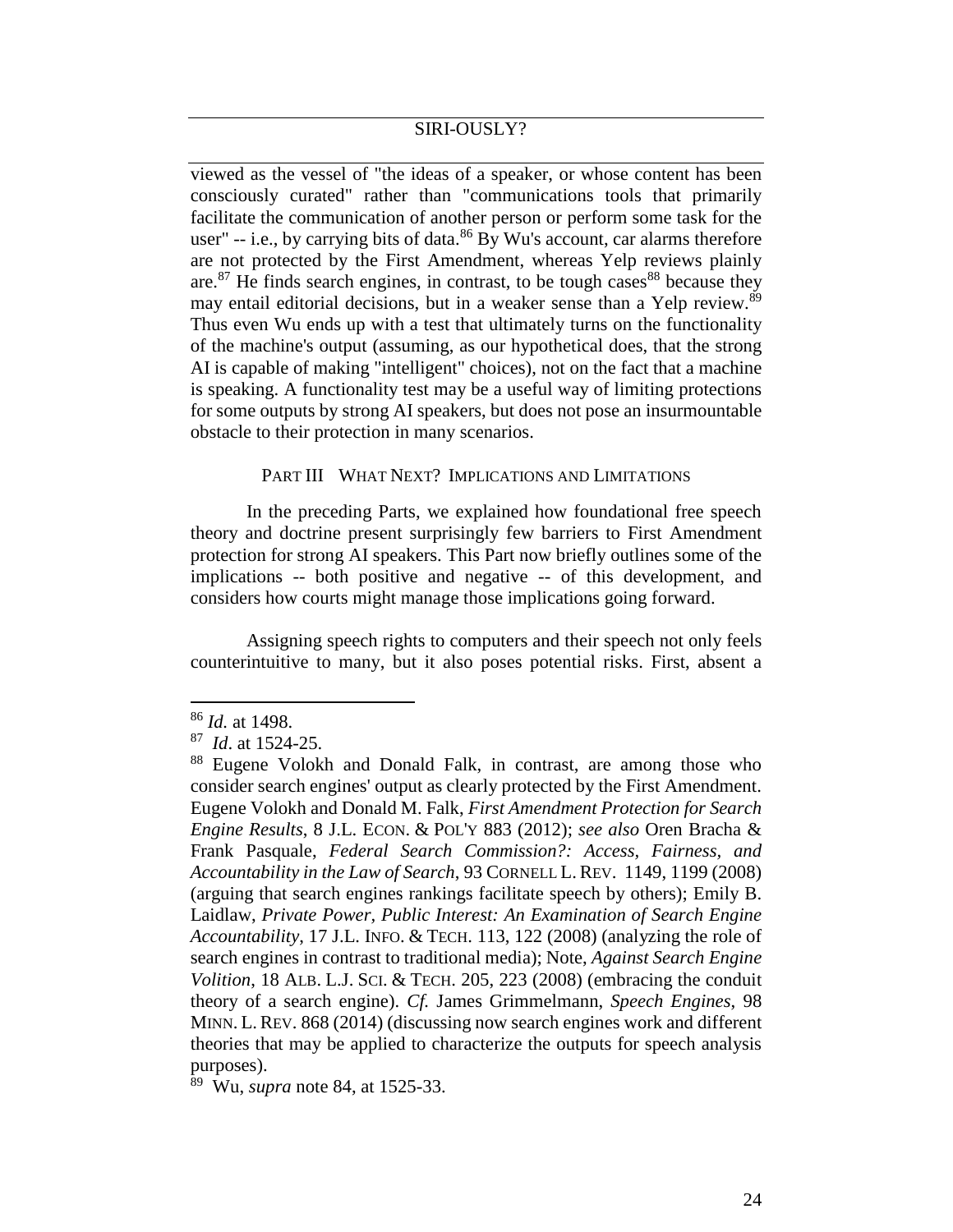viewed as the vessel of "the ideas of a speaker, or whose content has been consciously curated" rather than "communications tools that primarily facilitate the communication of another person or perform some task for the user" -- i.e., by carrying bits of data.[86] By Wu's account, car alarms therefore are not protected by the First Amendment, whereas Yelp reviews plainly are.[87] He finds search engines, in contrast, to be tough cases[88] because they may entail editorial decisions, but in a weaker sense than a Yelp review.[89] Thus even Wu ends up with a test that ultimately turns on the functionality of the machine's output (assuming, as our hypothetical does, that the strong AI is capable of making "intelligent" choices), not on the fact that a machine is speaking. A functionality test may be a useful way of limiting protections for some outputs by strong AI speakers, but does not pose an insurmountable obstacle to their protection in many scenarios.

## PART III WHAT NEXT? IMPLICATIONS AND LIMITATIONS

In the preceding Parts, we explained how foundational free speech theory and doctrine present surprisingly few barriers to First Amendment protection for strong AI speakers. This Part now briefly outlines some of the implications -- both positive and negative -- of this development, and considers how courts might manage those implications going forward.

Assigning speech rights to computers and their speech not only feels counterintuitive to many, but it also poses potential risks. First, absent a

---

[86] *Id.* at 1498.

[87] *Id*. at 1524-25.

[88] Eugene Volokh and Donald Falk, in contrast, are among those who consider search engines' output as clearly protected by the First Amendment. Eugene Volokh and Donald M. Falk, *First Amendment Protection for Search Engine Results*, 8 J.L. ECON. & POL'Y 883 (2012); *see also* Oren Bracha & Frank Pasquale, *Federal Search Commission?: Access, Fairness, and Accountability in the Law of Search*, 93 CORNELL L. REV. 1149, 1199 (2008) (arguing that search engines rankings facilitate speech by others); Emily B. Laidlaw, *Private Power, Public Interest: An Examination of Search Engine Accountability*, 17 J.L. INFO. & TECH. 113, 122 (2008) (analyzing the role of search engines in contrast to traditional media); Note, *Against Search Engine Volition*, 18 ALB. L.J. SCI. & TECH. 205, 223 (2008) (embracing the conduit theory of a search engine). *Cf.* James Grimmelmann, *Speech Engines*, 98 MINN. L. REV. 868 (2014) (discussing now search engines work and different theories that may be applied to characterize the outputs for speech analysis purposes).

[89] Wu, *supra* note 84, at 1525-33.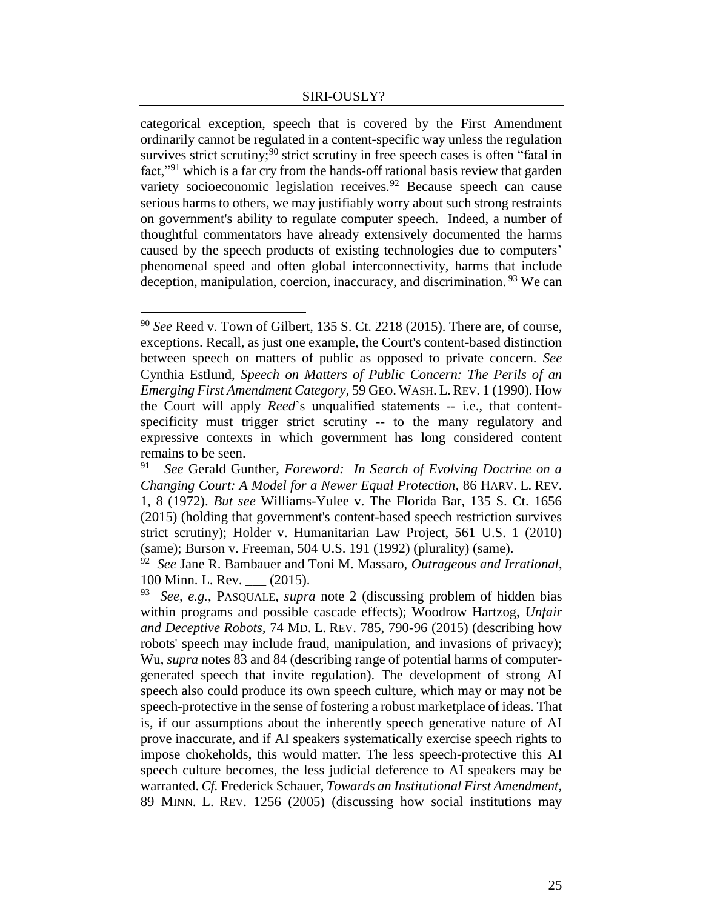categorical exception, speech that is covered by the First Amendment ordinarily cannot be regulated in a content-specific way unless the regulation survives strict scrutiny;[90] strict scrutiny in free speech cases is often "fatal in fact,"[91] which is a far cry from the hands-off rational basis review that garden variety socioeconomic legislation receives.[92] Because speech can cause serious harms to others, we may justifiably worry about such strong restraints on government's ability to regulate computer speech. Indeed, a number of thoughtful commentators have already extensively documented the harms caused by the speech products of existing technologies due to computers' phenomenal speed and often global interconnectivity, harms that include deception, manipulation, coercion, inaccuracy, and discrimination.[93] We can

---

[90] *See* Reed v. Town of Gilbert, 135 S. Ct. 2218 (2015). There are, of course, exceptions. Recall, as just one example, the Court's content-based distinction between speech on matters of public as opposed to private concern. *See* Cynthia Estlund, *Speech on Matters of Public Concern: The Perils of an Emerging First Amendment Category*, 59 GEO. WASH. L. REV. 1 (1990). How the Court will apply *Reed*'s unqualified statements -- i.e., that content-specificity must trigger strict scrutiny -- to the many regulatory and expressive contexts in which government has long considered content remains to be seen.

[91] *See* Gerald Gunther, *Foreword: In Search of Evolving Doctrine on a Changing Court: A Model for a Newer Equal Protection*, 86 HARV. L. REV. 1, 8 (1972). *But see* Williams-Yulee v. The Florida Bar, 135 S. Ct. 1656 (2015) (holding that government's content-based speech restriction survives strict scrutiny); Holder v. Humanitarian Law Project, 561 U.S. 1 (2010) (same); Burson v. Freeman, 504 U.S. 191 (1992) (plurality) (same).

[92] *See* Jane R. Bambauer and Toni M. Massaro, *Outrageous and Irrational*, 100 Minn. L. Rev. ___ (2015).

[93] *See, e.g.*, PASQUALE, *supra* note 2 (discussing problem of hidden bias within programs and possible cascade effects); Woodrow Hartzog, *Unfair and Deceptive Robots,* 74 MD. L. REV. 785, 790-96 (2015) (describing how robots' speech may include fraud, manipulation, and invasions of privacy); Wu, *supra* notes 83 and 84 (describing range of potential harms of computer-generated speech that invite regulation). The development of strong AI speech also could produce its own speech culture, which may or may not be speech-protective in the sense of fostering a robust marketplace of ideas. That is, if our assumptions about the inherently speech generative nature of AI prove inaccurate, and if AI speakers systematically exercise speech rights to impose chokeholds, this would matter. The less speech-protective this AI speech culture becomes, the less judicial deference to AI speakers may be warranted. *Cf.* Frederick Schauer, *Towards an Institutional First Amendment*, 89 MINN. L. REV. 1256 (2005) (discussing how social institutions may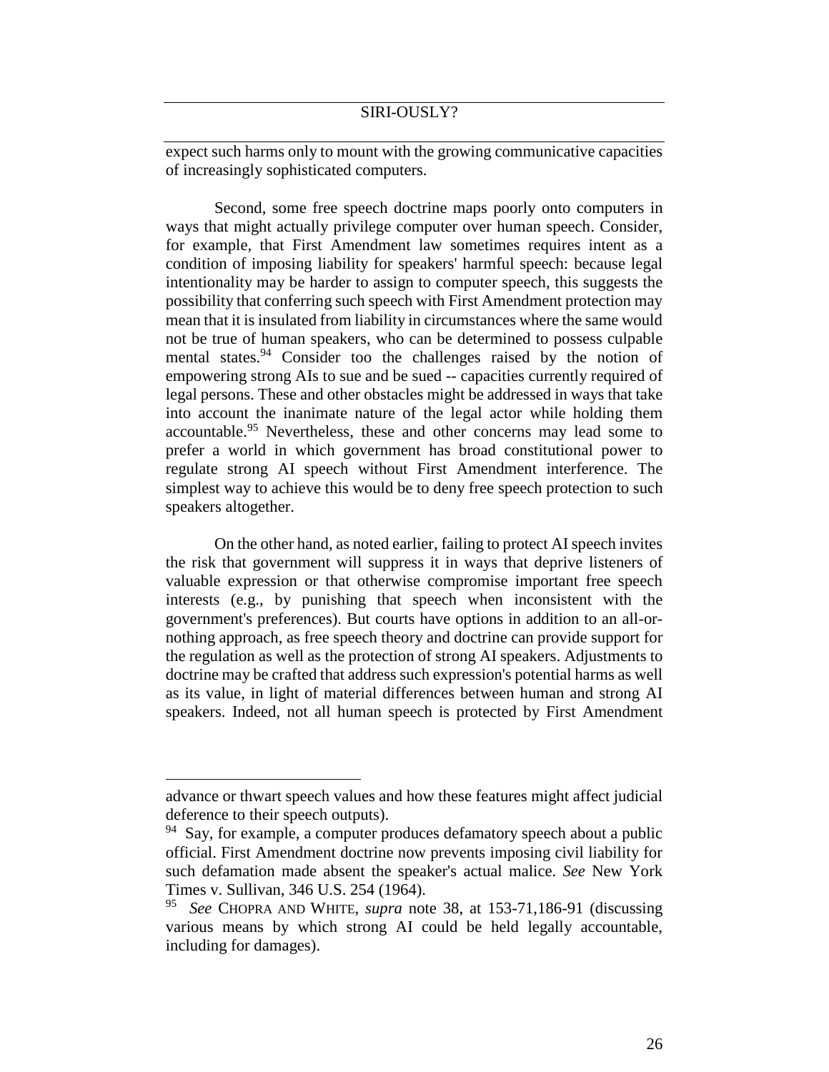expect such harms only to mount with the growing communicative capacities of increasingly sophisticated computers.

Second, some free speech doctrine maps poorly onto computers in ways that might actually privilege computer over human speech. Consider, for example, that First Amendment law sometimes requires intent as a condition of imposing liability for speakers' harmful speech: because legal intentionality may be harder to assign to computer speech, this suggests the possibility that conferring such speech with First Amendment protection may mean that it is insulated from liability in circumstances where the same would not be true of human speakers, who can be determined to possess culpable mental states.[94] Consider too the challenges raised by the notion of empowering strong AIs to sue and be sued -- capacities currently required of legal persons. These and other obstacles might be addressed in ways that take into account the inanimate nature of the legal actor while holding them accountable.[95] Nevertheless, these and other concerns may lead some to prefer a world in which government has broad constitutional power to regulate strong AI speech without First Amendment interference. The simplest way to achieve this would be to deny free speech protection to such speakers altogether.

On the other hand, as noted earlier, failing to protect AI speech invites the risk that government will suppress it in ways that deprive listeners of valuable expression or that otherwise compromise important free speech interests (e.g., by punishing that speech when inconsistent with the government's preferences). But courts have options in addition to an all-or-nothing approach, as free speech theory and doctrine can provide support for the regulation as well as the protection of strong AI speakers. Adjustments to doctrine may be crafted that address such expression's potential harms as well as its value, in light of material differences between human and strong AI speakers. Indeed, not all human speech is protected by First Amendment

---

advance or thwart speech values and how these features might affect judicial deference to their speech outputs).

[94] Say, for example, a computer produces defamatory speech about a public official. First Amendment doctrine now prevents imposing civil liability for such defamation made absent the speaker's actual malice. *See* New York Times v. Sullivan, 346 U.S. 254 (1964).

[95] *See* CHOPRA AND WHITE, *supra* note 38, at 153-71,186-91 (discussing various means by which strong AI could be held legally accountable, including for damages).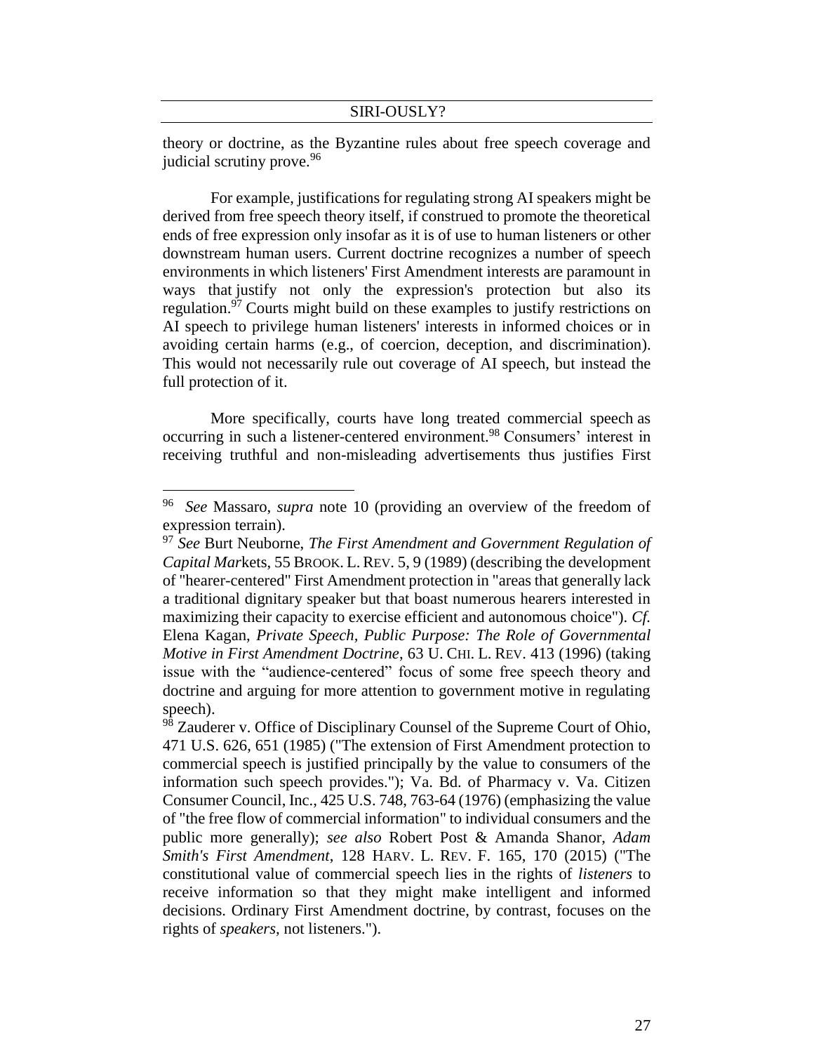theory or doctrine, as the Byzantine rules about free speech coverage and judicial scrutiny prove.[96]

For example, justifications for regulating strong AI speakers might be derived from free speech theory itself, if construed to promote the theoretical ends of free expression only insofar as it is of use to human listeners or other downstream human users. Current doctrine recognizes a number of speech environments in which listeners' First Amendment interests are paramount in ways that justify not only the expression's protection but also its regulation.[97] Courts might build on these examples to justify restrictions on AI speech to privilege human listeners' interests in informed choices or in avoiding certain harms (e.g., of coercion, deception, and discrimination). This would not necessarily rule out coverage of AI speech, but instead the full protection of it.

More specifically, courts have long treated commercial speech as occurring in such a listener-centered environment.[98] Consumers' interest in receiving truthful and non-misleading advertisements thus justifies First

---

[96] *See* Massaro, *supra* note 10 (providing an overview of the freedom of expression terrain).

[97] *See* Burt Neuborne, *The First Amendment and Government Regulation of Capital Markets*, 55 BROOK. L. REV. 5, 9 (1989) (describing the development of "hearer-centered" First Amendment protection in "areas that generally lack a traditional dignitary speaker but that boast numerous hearers interested in maximizing their capacity to exercise efficient and autonomous choice"). *Cf.* Elena Kagan, *Private Speech, Public Purpose: The Role of Governmental Motive in First Amendment Doctrine*, 63 U. CHI. L. REV. 413 (1996) (taking issue with the "audience-centered" focus of some free speech theory and doctrine and arguing for more attention to government motive in regulating speech).

[98] Zauderer v. Office of Disciplinary Counsel of the Supreme Court of Ohio, 471 U.S. 626, 651 (1985) ("The extension of First Amendment protection to commercial speech is justified principally by the value to consumers of the information such speech provides."); Va. Bd. of Pharmacy v. Va. Citizen Consumer Council, Inc., 425 U.S. 748, 763-64 (1976) (emphasizing the value of "the free flow of commercial information" to individual consumers and the public more generally); *see also* Robert Post & Amanda Shanor, *Adam Smith's First Amendment*, 128 HARV. L. REV. F. 165, 170 (2015) ("The constitutional value of commercial speech lies in the rights of *listeners* to receive information so that they might make intelligent and informed decisions. Ordinary First Amendment doctrine, by contrast, focuses on the rights of *speakers*, not listeners.").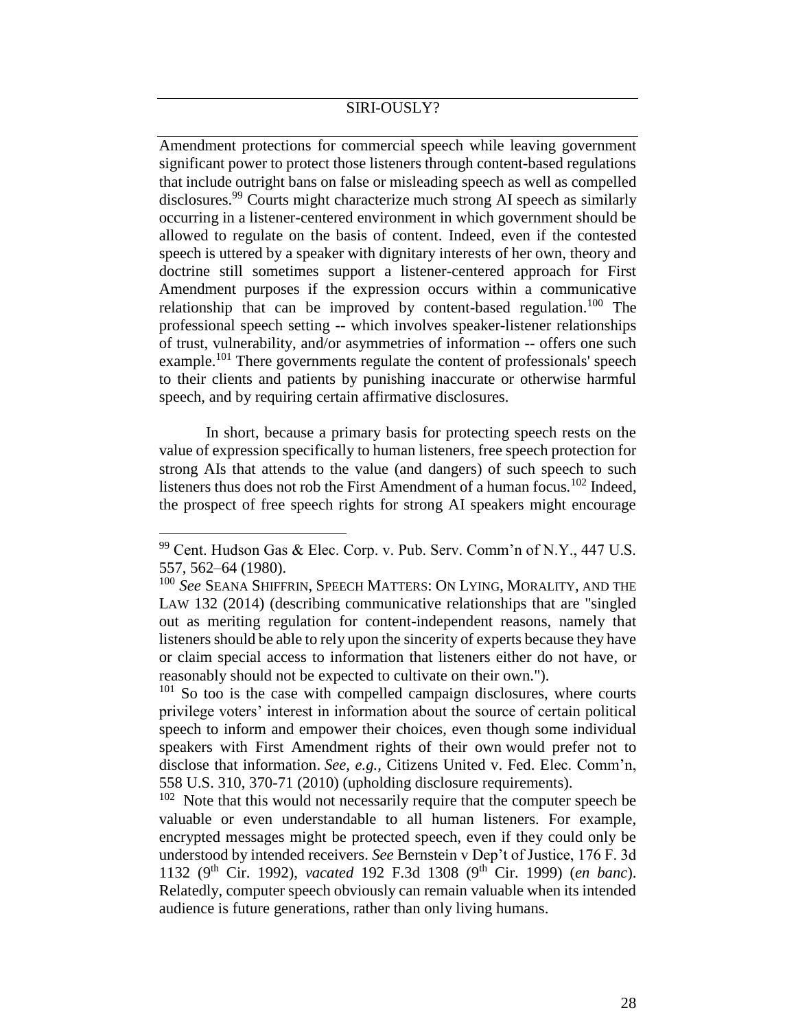Amendment protections for commercial speech while leaving government significant power to protect those listeners through content-based regulations that include outright bans on false or misleading speech as well as compelled disclosures.[99] Courts might characterize much strong AI speech as similarly occurring in a listener-centered environment in which government should be allowed to regulate on the basis of content. Indeed, even if the contested speech is uttered by a speaker with dignitary interests of her own, theory and doctrine still sometimes support a listener-centered approach for First Amendment purposes if the expression occurs within a communicative relationship that can be improved by content-based regulation.[100] The professional speech setting -- which involves speaker-listener relationships of trust, vulnerability, and/or asymmetries of information -- offers one such example.[101] There governments regulate the content of professionals' speech to their clients and patients by punishing inaccurate or otherwise harmful speech, and by requiring certain affirmative disclosures.

In short, because a primary basis for protecting speech rests on the value of expression specifically to human listeners, free speech protection for strong AIs that attends to the value (and dangers) of such speech to such listeners thus does not rob the First Amendment of a human focus.[102] Indeed, the prospect of free speech rights for strong AI speakers might encourage

---

[99] Cent. Hudson Gas & Elec. Corp. v. Pub. Serv. Comm'n of N.Y., 447 U.S. 557, 562–64 (1980).

[100] *See* SEANA SHIFFRIN, SPEECH MATTERS: ON LYING, MORALITY, AND THE LAW 132 (2014) (describing communicative relationships that are "singled out as meriting regulation for content-independent reasons, namely that listeners should be able to rely upon the sincerity of experts because they have or claim special access to information that listeners either do not have, or reasonably should not be expected to cultivate on their own.").

[101] So too is the case with compelled campaign disclosures, where courts privilege voters' interest in information about the source of certain political speech to inform and empower their choices, even though some individual speakers with First Amendment rights of their own would prefer not to disclose that information. *See, e.g.*, Citizens United v. Fed. Elec. Comm'n, 558 U.S. 310, 370-71 (2010) (upholding disclosure requirements).

[102] Note that this would not necessarily require that the computer speech be valuable or even understandable to all human listeners. For example, encrypted messages might be protected speech, even if they could only be understood by intended receivers. *See* Bernstein v Dep't of Justice, 176 F. 3d 1132 (9th Cir. 1992), *vacated* 192 F.3d 1308 (9th Cir. 1999) (*en banc*). Relatedly, computer speech obviously can remain valuable when its intended audience is future generations, rather than only living humans.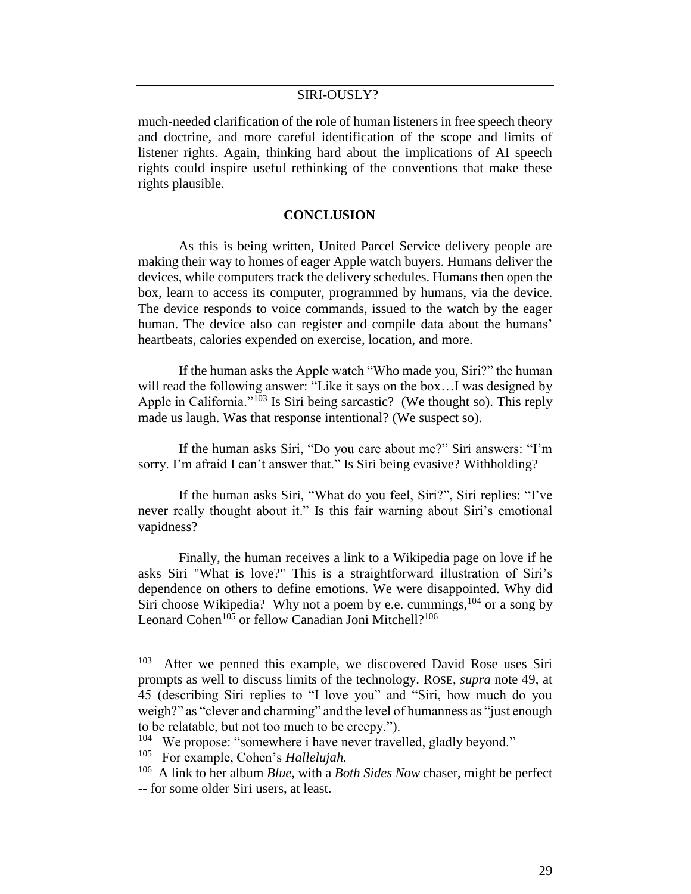much-needed clarification of the role of human listeners in free speech theory and doctrine, and more careful identification of the scope and limits of listener rights. Again, thinking hard about the implications of AI speech rights could inspire useful rethinking of the conventions that make these rights plausible.

## CONCLUSION

As this is being written, United Parcel Service delivery people are making their way to homes of eager Apple watch buyers. Humans deliver the devices, while computers track the delivery schedules. Humans then open the box, learn to access its computer, programmed by humans, via the device. The device responds to voice commands, issued to the watch by the eager human. The device also can register and compile data about the humans' heartbeats, calories expended on exercise, location, and more.

If the human asks the Apple watch "Who made you, Siri?" the human will read the following answer: "Like it says on the box…I was designed by Apple in California."[103] Is Siri being sarcastic? (We thought so). This reply made us laugh. Was that response intentional? (We suspect so).

If the human asks Siri, "Do you care about me?" Siri answers: "I'm sorry. I'm afraid I can't answer that." Is Siri being evasive? Withholding?

If the human asks Siri, "What do you feel, Siri?", Siri replies: "I've never really thought about it." Is this fair warning about Siri's emotional vapidness?

Finally, the human receives a link to a Wikipedia page on love if he asks Siri "What is love?" This is a straightforward illustration of Siri's dependence on others to define emotions. We were disappointed. Why did Siri choose Wikipedia? Why not a poem by e.e. cummings,[104] or a song by Leonard Cohen[105] or fellow Canadian Joni Mitchell?[106]

---

[103] After we penned this example, we discovered David Rose uses Siri prompts as well to discuss limits of the technology. ROSE, *supra* note 49, at 45 (describing Siri replies to "I love you" and "Siri, how much do you weigh?" as "clever and charming" and the level of humanness as "just enough to be relatable, but not too much to be creepy.").

[104] We propose: "somewhere i have never travelled, gladly beyond."

[105] For example, Cohen's *Hallelujah.*

[106] A link to her album *Blue,* with a *Both Sides Now* chaser, might be perfect -- for some older Siri users, at least.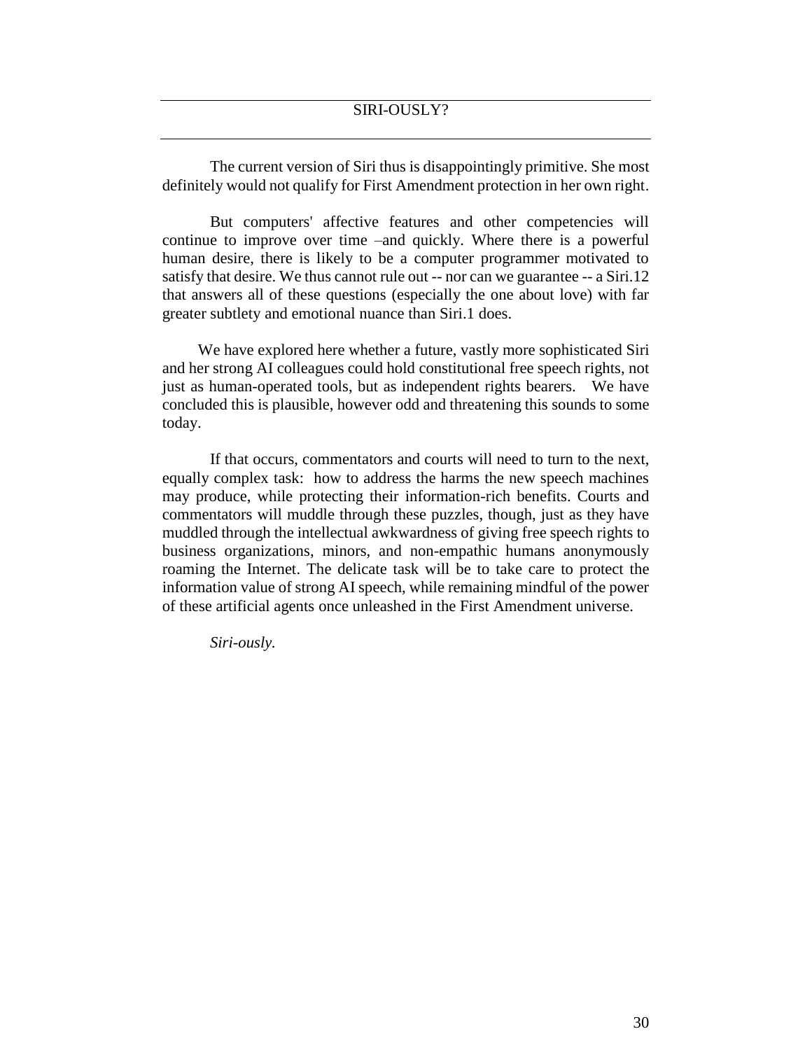The current version of Siri thus is disappointingly primitive. She most definitely would not qualify for First Amendment protection in her own right.

But computers' affective features and other competencies will continue to improve over time –and quickly. Where there is a powerful human desire, there is likely to be a computer programmer motivated to satisfy that desire. We thus cannot rule out -- nor can we guarantee -- a Siri.12 that answers all of these questions (especially the one about love) with far greater subtlety and emotional nuance than Siri.1 does.

We have explored here whether a future, vastly more sophisticated Siri and her strong AI colleagues could hold constitutional free speech rights, not just as human-operated tools, but as independent rights bearers. We have concluded this is plausible, however odd and threatening this sounds to some today.

If that occurs, commentators and courts will need to turn to the next, equally complex task: how to address the harms the new speech machines may produce, while protecting their information-rich benefits. Courts and commentators will muddle through these puzzles, though, just as they have muddled through the intellectual awkwardness of giving free speech rights to business organizations, minors, and non-empathic humans anonymously roaming the Internet. The delicate task will be to take care to protect the information value of strong AI speech, while remaining mindful of the power of these artificial agents once unleashed in the First Amendment universe.

*Siri-ously.*